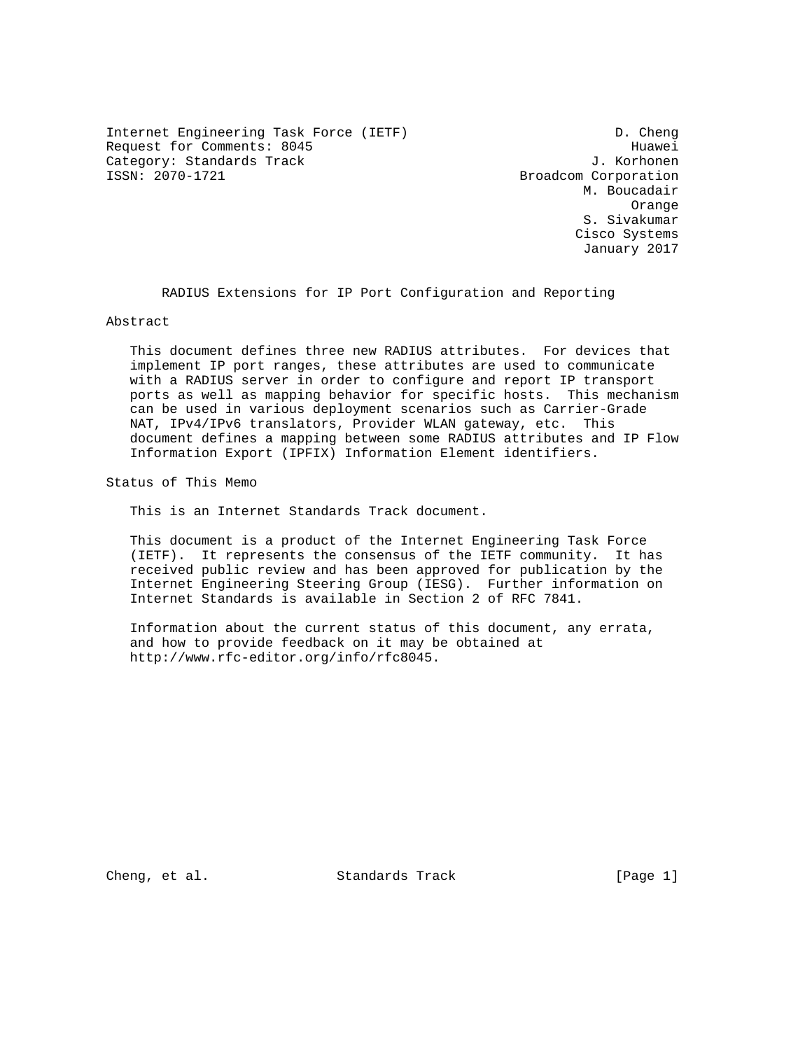Internet Engineering Task Force (IETF) D. Cheng
Request for Comments: 8045 Huawei
Category: Standards Track J. Korhonen
ISSN: 2070-1721 Broadcom Corporation
M. Boucadair
Orange
S. Sivakumar
Cisco Systems
January 2017

# RADIUS Extensions for IP Port Configuration and Reporting

## Abstract

This document defines three new RADIUS attributes. For devices that implement IP port ranges, these attributes are used to communicate with a RADIUS server in order to configure and report IP transport ports as well as mapping behavior for specific hosts. This mechanism can be used in various deployment scenarios such as Carrier-Grade NAT, IPv4/IPv6 translators, Provider WLAN gateway, etc. This document defines a mapping between some RADIUS attributes and IP Flow Information Export (IPFIX) Information Element identifiers.

## Status of This Memo

This is an Internet Standards Track document.

This document is a product of the Internet Engineering Task Force (IETF). It represents the consensus of the IETF community. It has received public review and has been approved for publication by the Internet Engineering Steering Group (IESG). Further information on Internet Standards is available in Section 2 of RFC 7841.

Information about the current status of this document, any errata, and how to provide feedback on it may be obtained at http://www.rfc-editor.org/info/rfc8045.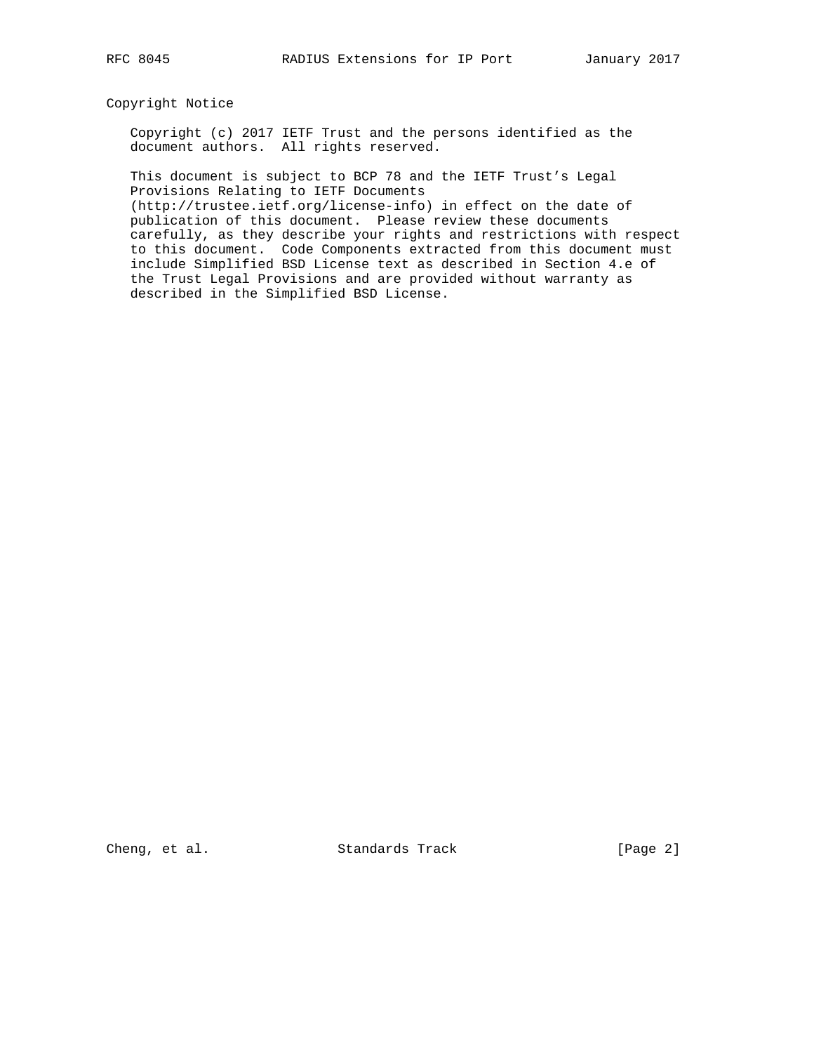## Copyright Notice

Copyright (c) 2017 IETF Trust and the persons identified as the document authors. All rights reserved.

This document is subject to BCP 78 and the IETF Trust's Legal Provisions Relating to IETF Documents (http://trustee.ietf.org/license-info) in effect on the date of publication of this document. Please review these documents carefully, as they describe your rights and restrictions with respect to this document. Code Components extracted from this document must include Simplified BSD License text as described in Section 4.e of the Trust Legal Provisions and are provided without warranty as described in the Simplified BSD License.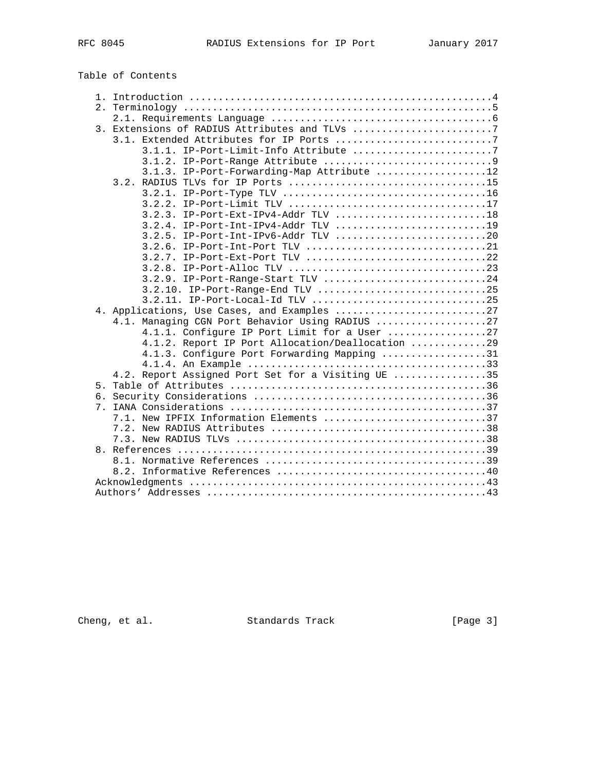Table of Contents

```
   1. Introduction ....................................................4
   2. Terminology .....................................................5
      2.1. Requirements Language ......................................6
   3. Extensions of RADIUS Attributes and TLVs ........................7
      3.1. Extended Attributes for IP Ports ...........................7
           3.1.1. IP-Port-Limit-Info Attribute ........................7
           3.1.2. IP-Port-Range Attribute .............................9
           3.1.3. IP-Port-Forwarding-Map Attribute ...................12
      3.2. RADIUS TLVs for IP Ports ..................................15
           3.2.1. IP-Port-Type TLV ...................................16
           3.2.2. IP-Port-Limit TLV ..................................17
           3.2.3. IP-Port-Ext-IPv4-Addr TLV ..........................18
           3.2.4. IP-Port-Int-IPv4-Addr TLV ..........................19
           3.2.5. IP-Port-Int-IPv6-Addr TLV ..........................20
           3.2.6. IP-Port-Int-Port TLV ...............................21
           3.2.7. IP-Port-Ext-Port TLV ...............................22
           3.2.8. IP-Port-Alloc TLV ..................................23
           3.2.9. IP-Port-Range-Start TLV ............................24
           3.2.10. IP-Port-Range-End TLV .............................25
           3.2.11. IP-Port-Local-Id TLV ..............................25
   4. Applications, Use Cases, and Examples ..........................27
      4.1. Managing CGN Port Behavior Using RADIUS ...................27
           4.1.1. Configure IP Port Limit for a User .................27
           4.1.2. Report IP Port Allocation/Deallocation .............29
           4.1.3. Configure Port Forwarding Mapping ..................31
           4.1.4. An Example .........................................33
      4.2. Report Assigned Port Set for a Visiting UE ................35
   5. Table of Attributes ............................................36
   6. Security Considerations ........................................36
   7. IANA Considerations ............................................37
      7.1. New IPFIX Information Elements ............................37
      7.2. New RADIUS Attributes .....................................38
      7.3. New RADIUS TLVs ...........................................38
   8. References .....................................................39
      8.1. Normative References ......................................39
      8.2. Informative References ....................................40
   Acknowledgments ...................................................43
   Authors' Addresses ................................................43
```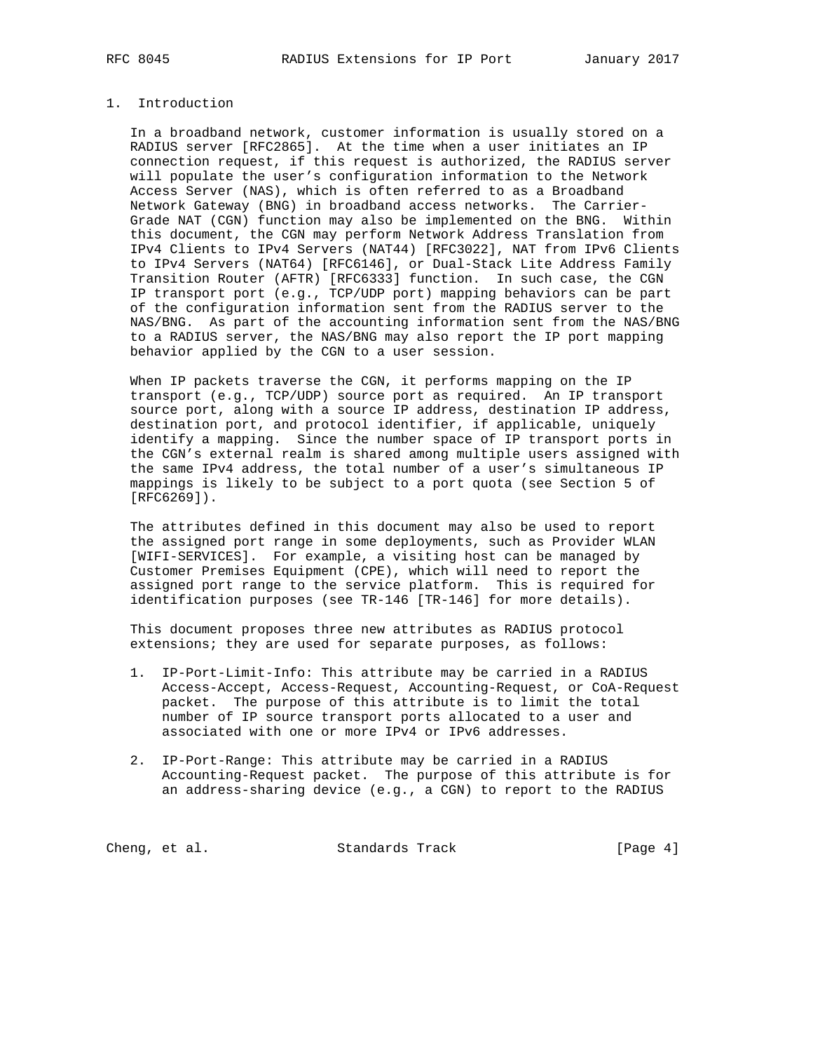## 1. Introduction

In a broadband network, customer information is usually stored on a RADIUS server [RFC2865]. At the time when a user initiates an IP connection request, if this request is authorized, the RADIUS server will populate the user's configuration information to the Network Access Server (NAS), which is often referred to as a Broadband Network Gateway (BNG) in broadband access networks. The Carrier-Grade NAT (CGN) function may also be implemented on the BNG. Within this document, the CGN may perform Network Address Translation from IPv4 Clients to IPv4 Servers (NAT44) [RFC3022], NAT from IPv6 Clients to IPv4 Servers (NAT64) [RFC6146], or Dual-Stack Lite Address Family Transition Router (AFTR) [RFC6333] function. In such case, the CGN IP transport port (e.g., TCP/UDP port) mapping behaviors can be part of the configuration information sent from the RADIUS server to the NAS/BNG. As part of the accounting information sent from the NAS/BNG to a RADIUS server, the NAS/BNG may also report the IP port mapping behavior applied by the CGN to a user session.

When IP packets traverse the CGN, it performs mapping on the IP transport (e.g., TCP/UDP) source port as required. An IP transport source port, along with a source IP address, destination IP address, destination port, and protocol identifier, if applicable, uniquely identify a mapping. Since the number space of IP transport ports in the CGN's external realm is shared among multiple users assigned with the same IPv4 address, the total number of a user's simultaneous IP mappings is likely to be subject to a port quota (see Section 5 of [RFC6269]).

The attributes defined in this document may also be used to report the assigned port range in some deployments, such as Provider WLAN [WIFI-SERVICES]. For example, a visiting host can be managed by Customer Premises Equipment (CPE), which will need to report the assigned port range to the service platform. This is required for identification purposes (see TR-146 [TR-146] for more details).

This document proposes three new attributes as RADIUS protocol extensions; they are used for separate purposes, as follows:

1. IP-Port-Limit-Info: This attribute may be carried in a RADIUS Access-Accept, Access-Request, Accounting-Request, or CoA-Request packet. The purpose of this attribute is to limit the total number of IP source transport ports allocated to a user and associated with one or more IPv4 or IPv6 addresses.

2. IP-Port-Range: This attribute may be carried in a RADIUS Accounting-Request packet. The purpose of this attribute is for an address-sharing device (e.g., a CGN) to report to the RADIUS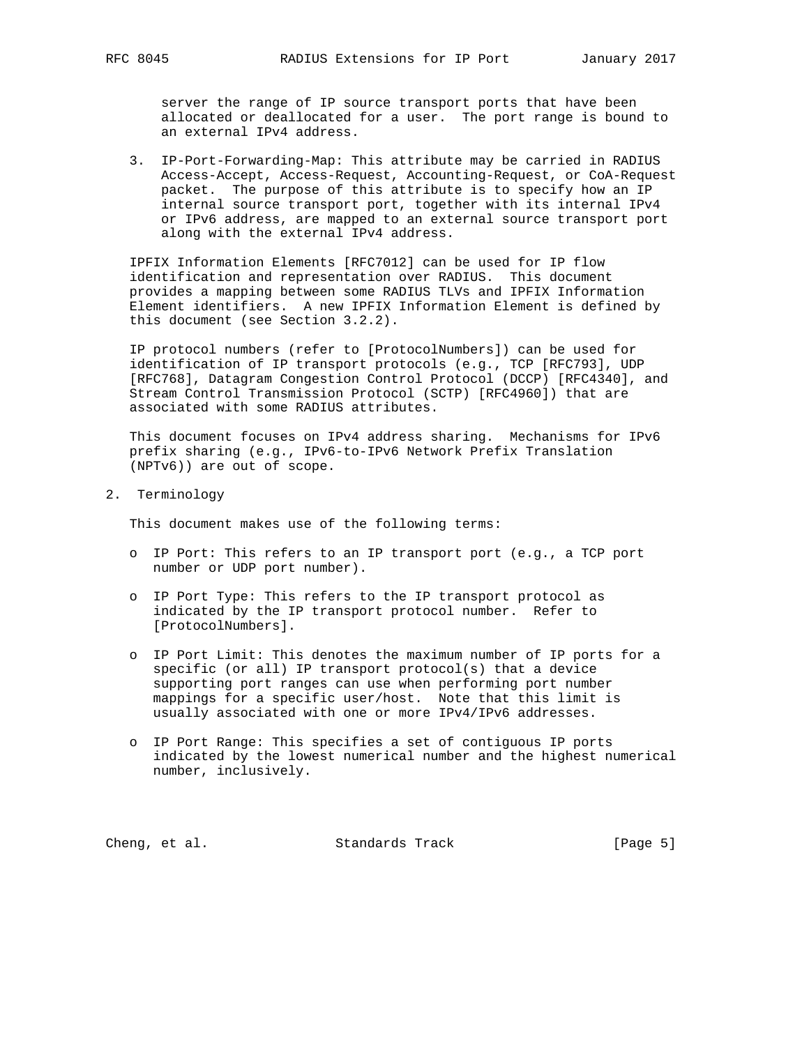server the range of IP source transport ports that have been allocated or deallocated for a user. The port range is bound to an external IPv4 address.

3. IP-Port-Forwarding-Map: This attribute may be carried in RADIUS Access-Accept, Access-Request, Accounting-Request, or CoA-Request packet. The purpose of this attribute is to specify how an IP internal source transport port, together with its internal IPv4 or IPv6 address, are mapped to an external source transport port along with the external IPv4 address.

IPFIX Information Elements [RFC7012] can be used for IP flow identification and representation over RADIUS. This document provides a mapping between some RADIUS TLVs and IPFIX Information Element identifiers. A new IPFIX Information Element is defined by this document (see Section 3.2.2).

IP protocol numbers (refer to [ProtocolNumbers]) can be used for identification of IP transport protocols (e.g., TCP [RFC793], UDP [RFC768], Datagram Congestion Control Protocol (DCCP) [RFC4340], and Stream Control Transmission Protocol (SCTP) [RFC4960]) that are associated with some RADIUS attributes.

This document focuses on IPv4 address sharing. Mechanisms for IPv6 prefix sharing (e.g., IPv6-to-IPv6 Network Prefix Translation (NPTv6)) are out of scope.

## 2. Terminology

This document makes use of the following terms:

- IP Port: This refers to an IP transport port (e.g., a TCP port number or UDP port number).

- IP Port Type: This refers to the IP transport protocol as indicated by the IP transport protocol number. Refer to [ProtocolNumbers].

- IP Port Limit: This denotes the maximum number of IP ports for a specific (or all) IP transport protocol(s) that a device supporting port ranges can use when performing port number mappings for a specific user/host. Note that this limit is usually associated with one or more IPv4/IPv6 addresses.

- IP Port Range: This specifies a set of contiguous IP ports indicated by the lowest numerical number and the highest numerical number, inclusively.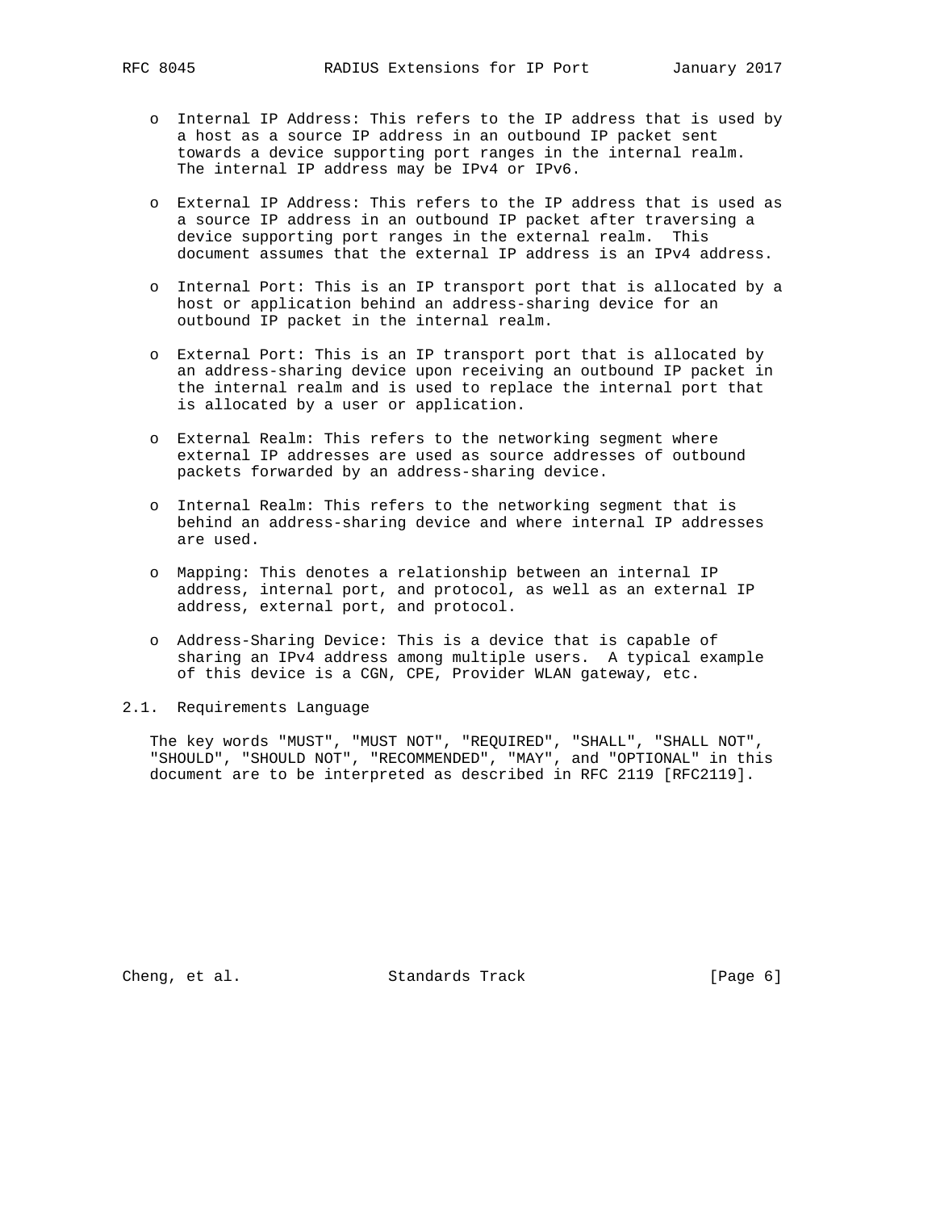- Internal IP Address: This refers to the IP address that is used by a host as a source IP address in an outbound IP packet sent towards a device supporting port ranges in the internal realm. The internal IP address may be IPv4 or IPv6.

- External IP Address: This refers to the IP address that is used as a source IP address in an outbound IP packet after traversing a device supporting port ranges in the external realm. This document assumes that the external IP address is an IPv4 address.

- Internal Port: This is an IP transport port that is allocated by a host or application behind an address-sharing device for an outbound IP packet in the internal realm.

- External Port: This is an IP transport port that is allocated by an address-sharing device upon receiving an outbound IP packet in the internal realm and is used to replace the internal port that is allocated by a user or application.

- External Realm: This refers to the networking segment where external IP addresses are used as source addresses of outbound packets forwarded by an address-sharing device.

- Internal Realm: This refers to the networking segment that is behind an address-sharing device and where internal IP addresses are used.

- Mapping: This denotes a relationship between an internal IP address, internal port, and protocol, as well as an external IP address, external port, and protocol.

- Address-Sharing Device: This is a device that is capable of sharing an IPv4 address among multiple users. A typical example of this device is a CGN, CPE, Provider WLAN gateway, etc.

### 2.1. Requirements Language

The key words "MUST", "MUST NOT", "REQUIRED", "SHALL", "SHALL NOT", "SHOULD", "SHOULD NOT", "RECOMMENDED", "MAY", and "OPTIONAL" in this document are to be interpreted as described in RFC 2119 [RFC2119].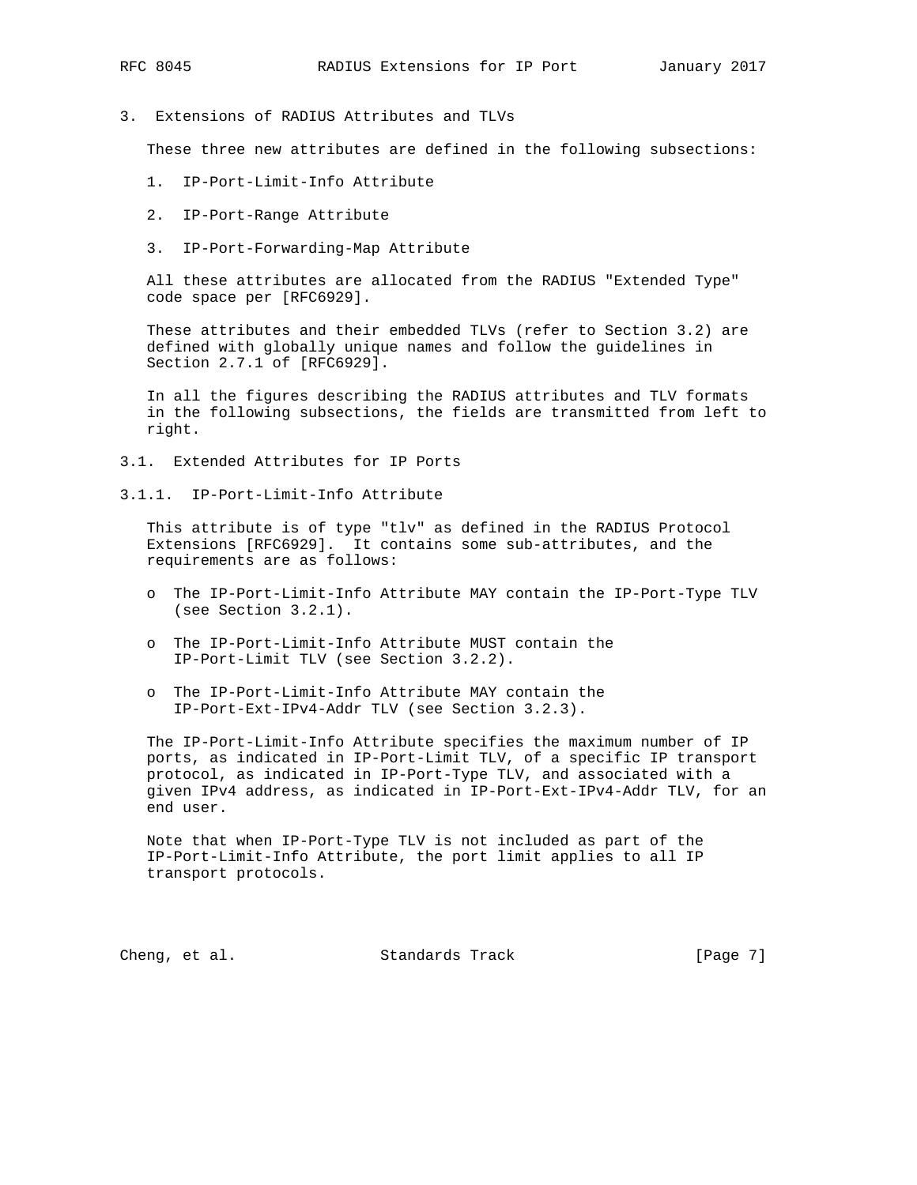# 3. Extensions of RADIUS Attributes and TLVs

These three new attributes are defined in the following subsections:

1. IP-Port-Limit-Info Attribute
2. IP-Port-Range Attribute
3. IP-Port-Forwarding-Map Attribute

All these attributes are allocated from the RADIUS "Extended Type" code space per [RFC6929].

These attributes and their embedded TLVs (refer to Section 3.2) are defined with globally unique names and follow the guidelines in Section 2.7.1 of [RFC6929].

In all the figures describing the RADIUS attributes and TLV formats in the following subsections, the fields are transmitted from left to right.

## 3.1. Extended Attributes for IP Ports

### 3.1.1. IP-Port-Limit-Info Attribute

This attribute is of type "tlv" as defined in the RADIUS Protocol Extensions [RFC6929]. It contains some sub-attributes, and the requirements are as follows:

- The IP-Port-Limit-Info Attribute MAY contain the IP-Port-Type TLV (see Section 3.2.1).
- The IP-Port-Limit-Info Attribute MUST contain the IP-Port-Limit TLV (see Section 3.2.2).
- The IP-Port-Limit-Info Attribute MAY contain the IP-Port-Ext-IPv4-Addr TLV (see Section 3.2.3).

The IP-Port-Limit-Info Attribute specifies the maximum number of IP ports, as indicated in IP-Port-Limit TLV, of a specific IP transport protocol, as indicated in IP-Port-Type TLV, and associated with a given IPv4 address, as indicated in IP-Port-Ext-IPv4-Addr TLV, for an end user.

Note that when IP-Port-Type TLV is not included as part of the IP-Port-Limit-Info Attribute, the port limit applies to all IP transport protocols.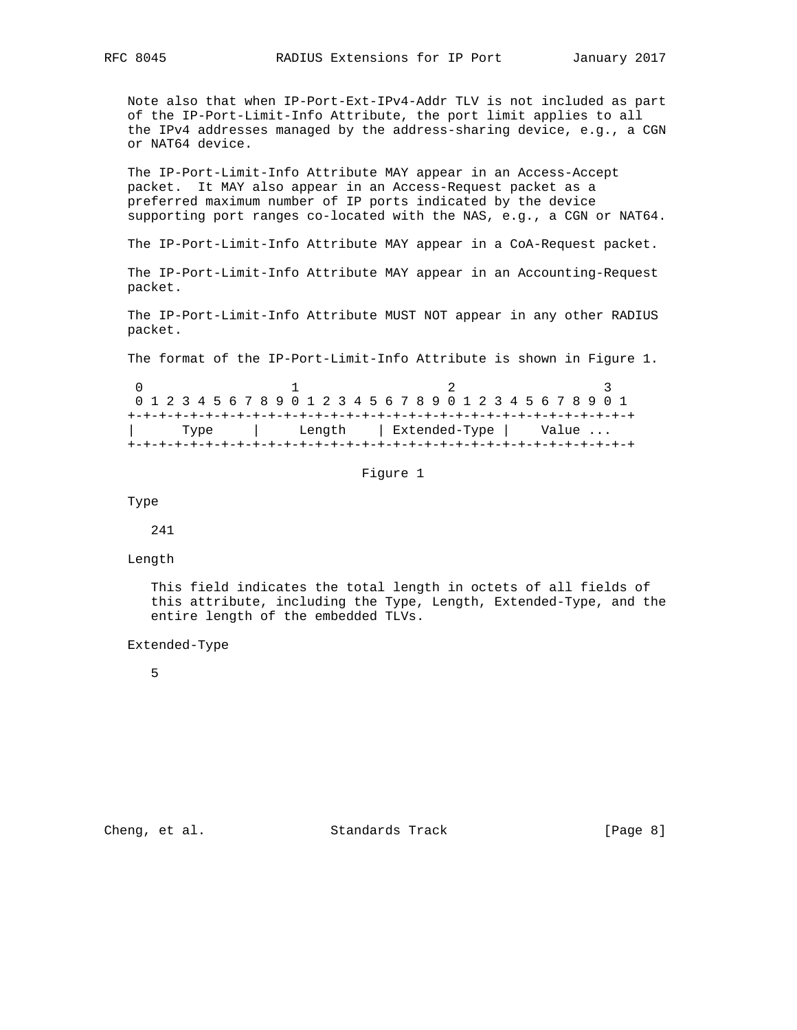Note also that when IP-Port-Ext-IPv4-Addr TLV is not included as part of the IP-Port-Limit-Info Attribute, the port limit applies to all the IPv4 addresses managed by the address-sharing device, e.g., a CGN or NAT64 device.

The IP-Port-Limit-Info Attribute MAY appear in an Access-Accept packet. It MAY also appear in an Access-Request packet as a preferred maximum number of IP ports indicated by the device supporting port ranges co-located with the NAS, e.g., a CGN or NAT64.

The IP-Port-Limit-Info Attribute MAY appear in a CoA-Request packet.

The IP-Port-Limit-Info Attribute MAY appear in an Accounting-Request packet.

The IP-Port-Limit-Info Attribute MUST NOT appear in any other RADIUS packet.

The format of the IP-Port-Limit-Info Attribute is shown in Figure 1.

```
 0                   1                   2                   3
 0 1 2 3 4 5 6 7 8 9 0 1 2 3 4 5 6 7 8 9 0 1 2 3 4 5 6 7 8 9 0 1
+-+-+-+-+-+-+-+-+-+-+-+-+-+-+-+-+-+-+-+-+-+-+-+-+-+-+-+-+-+-+-+-+
|     Type      |    Length     | Extended-Type |    Value ...
+-+-+-+-+-+-+-+-+-+-+-+-+-+-+-+-+-+-+-+-+-+-+-+-+-+-+-+-+-+-+-+-+
```

Figure 1

Type

241

Length

This field indicates the total length in octets of all fields of this attribute, including the Type, Length, Extended-Type, and the entire length of the embedded TLVs.

Extended-Type

5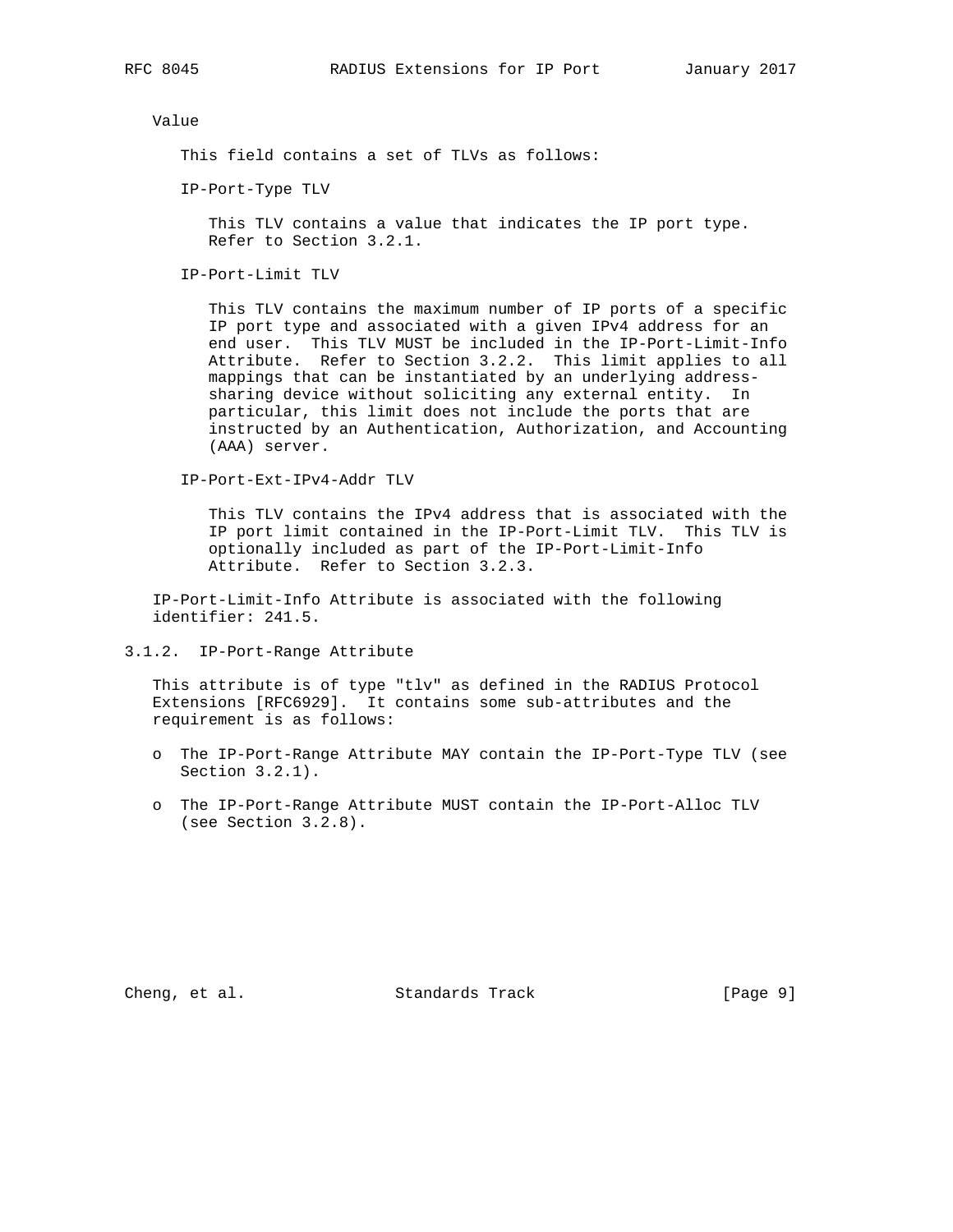Value

This field contains a set of TLVs as follows:

IP-Port-Type TLV

This TLV contains a value that indicates the IP port type. Refer to Section 3.2.1.

IP-Port-Limit TLV

This TLV contains the maximum number of IP ports of a specific IP port type and associated with a given IPv4 address for an end user. This TLV MUST be included in the IP-Port-Limit-Info Attribute. Refer to Section 3.2.2. This limit applies to all mappings that can be instantiated by an underlying address-sharing device without soliciting any external entity. In particular, this limit does not include the ports that are instructed by an Authentication, Authorization, and Accounting (AAA) server.

IP-Port-Ext-IPv4-Addr TLV

This TLV contains the IPv4 address that is associated with the IP port limit contained in the IP-Port-Limit TLV. This TLV is optionally included as part of the IP-Port-Limit-Info Attribute. Refer to Section 3.2.3.

IP-Port-Limit-Info Attribute is associated with the following identifier: 241.5.

### 3.1.2. IP-Port-Range Attribute

This attribute is of type "tlv" as defined in the RADIUS Protocol Extensions [RFC6929]. It contains some sub-attributes and the requirement is as follows:

- o The IP-Port-Range Attribute MAY contain the IP-Port-Type TLV (see Section 3.2.1).
- o The IP-Port-Range Attribute MUST contain the IP-Port-Alloc TLV (see Section 3.2.8).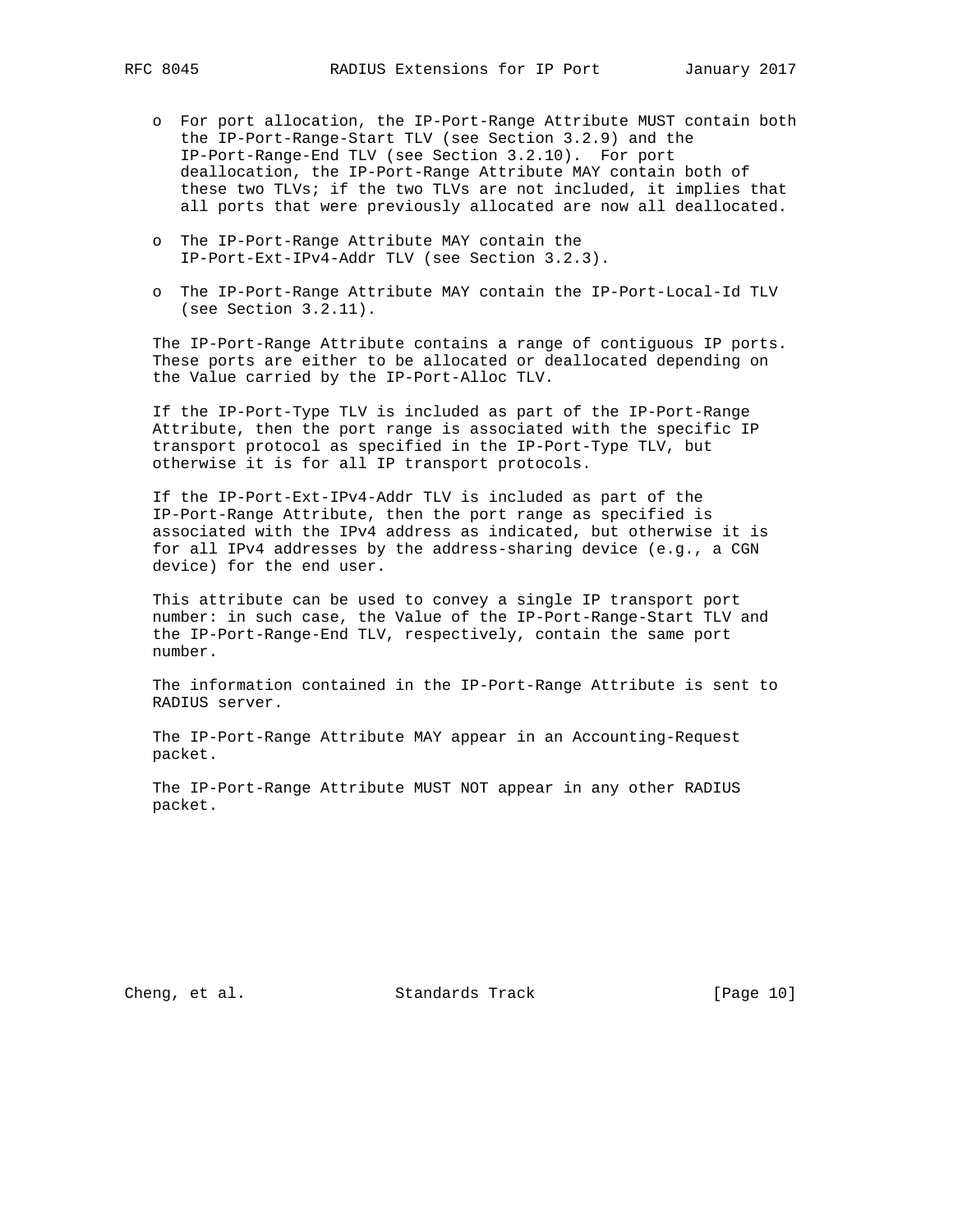- For port allocation, the IP-Port-Range Attribute MUST contain both the IP-Port-Range-Start TLV (see Section 3.2.9) and the IP-Port-Range-End TLV (see Section 3.2.10). For port deallocation, the IP-Port-Range Attribute MAY contain both of these two TLVs; if the two TLVs are not included, it implies that all ports that were previously allocated are now all deallocated.
- The IP-Port-Range Attribute MAY contain the IP-Port-Ext-IPv4-Addr TLV (see Section 3.2.3).
- The IP-Port-Range Attribute MAY contain the IP-Port-Local-Id TLV (see Section 3.2.11).

The IP-Port-Range Attribute contains a range of contiguous IP ports. These ports are either to be allocated or deallocated depending on the Value carried by the IP-Port-Alloc TLV.

If the IP-Port-Type TLV is included as part of the IP-Port-Range Attribute, then the port range is associated with the specific IP transport protocol as specified in the IP-Port-Type TLV, but otherwise it is for all IP transport protocols.

If the IP-Port-Ext-IPv4-Addr TLV is included as part of the IP-Port-Range Attribute, then the port range as specified is associated with the IPv4 address as indicated, but otherwise it is for all IPv4 addresses by the address-sharing device (e.g., a CGN device) for the end user.

This attribute can be used to convey a single IP transport port number: in such case, the Value of the IP-Port-Range-Start TLV and the IP-Port-Range-End TLV, respectively, contain the same port number.

The information contained in the IP-Port-Range Attribute is sent to RADIUS server.

The IP-Port-Range Attribute MAY appear in an Accounting-Request packet.

The IP-Port-Range Attribute MUST NOT appear in any other RADIUS packet.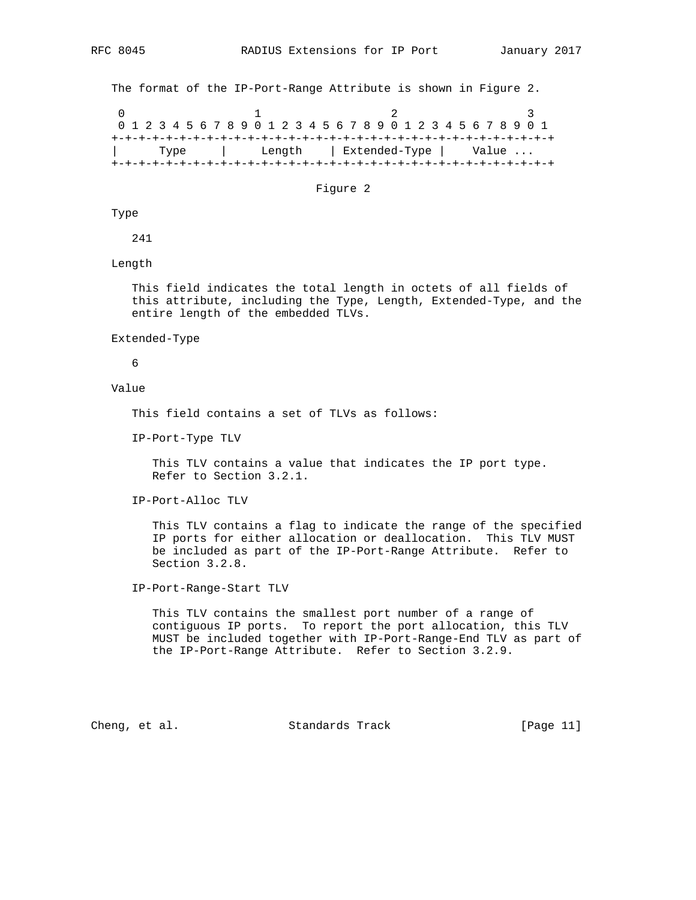The format of the IP-Port-Range Attribute is shown in Figure 2.

```
 0                   1                   2                   3
 0 1 2 3 4 5 6 7 8 9 0 1 2 3 4 5 6 7 8 9 0 1 2 3 4 5 6 7 8 9 0 1
+-+-+-+-+-+-+-+-+-+-+-+-+-+-+-+-+-+-+-+-+-+-+-+-+-+-+-+-+-+-+-+-+
|     Type      |    Length     | Extended-Type |    Value ...
+-+-+-+-+-+-+-+-+-+-+-+-+-+-+-+-+-+-+-+-+-+-+-+-+-+-+-+-+-+-+-+-+
```

Figure 2

Type

241

Length

This field indicates the total length in octets of all fields of this attribute, including the Type, Length, Extended-Type, and the entire length of the embedded TLVs.

Extended-Type

6

Value

This field contains a set of TLVs as follows:

IP-Port-Type TLV

This TLV contains a value that indicates the IP port type. Refer to Section 3.2.1.

IP-Port-Alloc TLV

This TLV contains a flag to indicate the range of the specified IP ports for either allocation or deallocation. This TLV MUST be included as part of the IP-Port-Range Attribute. Refer to Section 3.2.8.

IP-Port-Range-Start TLV

This TLV contains the smallest port number of a range of contiguous IP ports. To report the port allocation, this TLV MUST be included together with IP-Port-Range-End TLV as part of the IP-Port-Range Attribute. Refer to Section 3.2.9.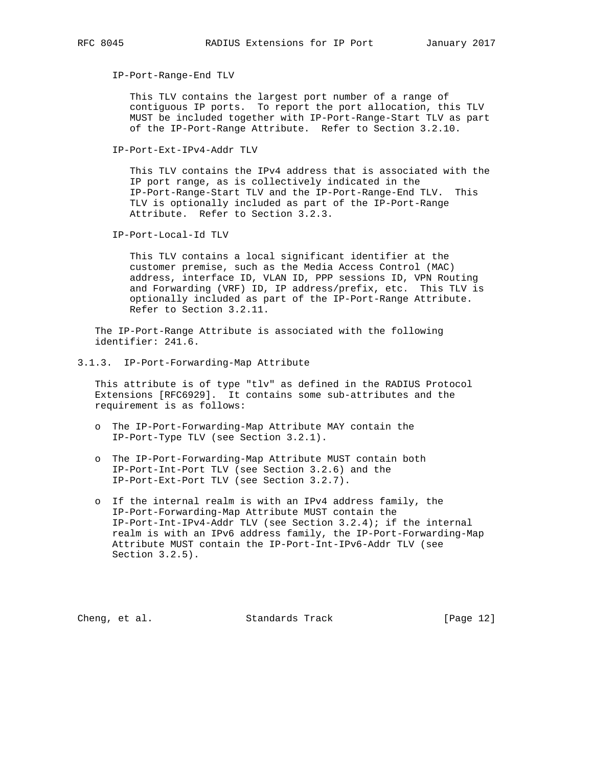IP-Port-Range-End TLV

This TLV contains the largest port number of a range of contiguous IP ports. To report the port allocation, this TLV MUST be included together with IP-Port-Range-Start TLV as part of the IP-Port-Range Attribute. Refer to Section 3.2.10.

IP-Port-Ext-IPv4-Addr TLV

This TLV contains the IPv4 address that is associated with the IP port range, as is collectively indicated in the IP-Port-Range-Start TLV and the IP-Port-Range-End TLV. This TLV is optionally included as part of the IP-Port-Range Attribute. Refer to Section 3.2.3.

IP-Port-Local-Id TLV

This TLV contains a local significant identifier at the customer premise, such as the Media Access Control (MAC) address, interface ID, VLAN ID, PPP sessions ID, VPN Routing and Forwarding (VRF) ID, IP address/prefix, etc. This TLV is optionally included as part of the IP-Port-Range Attribute. Refer to Section 3.2.11.

The IP-Port-Range Attribute is associated with the following identifier: 241.6.

### 3.1.3. IP-Port-Forwarding-Map Attribute

This attribute is of type "tlv" as defined in the RADIUS Protocol Extensions [RFC6929]. It contains some sub-attributes and the requirement is as follows:

- The IP-Port-Forwarding-Map Attribute MAY contain the IP-Port-Type TLV (see Section 3.2.1).
- The IP-Port-Forwarding-Map Attribute MUST contain both IP-Port-Int-Port TLV (see Section 3.2.6) and the IP-Port-Ext-Port TLV (see Section 3.2.7).
- If the internal realm is with an IPv4 address family, the IP-Port-Forwarding-Map Attribute MUST contain the IP-Port-Int-IPv4-Addr TLV (see Section 3.2.4); if the internal realm is with an IPv6 address family, the IP-Port-Forwarding-Map Attribute MUST contain the IP-Port-Int-IPv6-Addr TLV (see Section 3.2.5).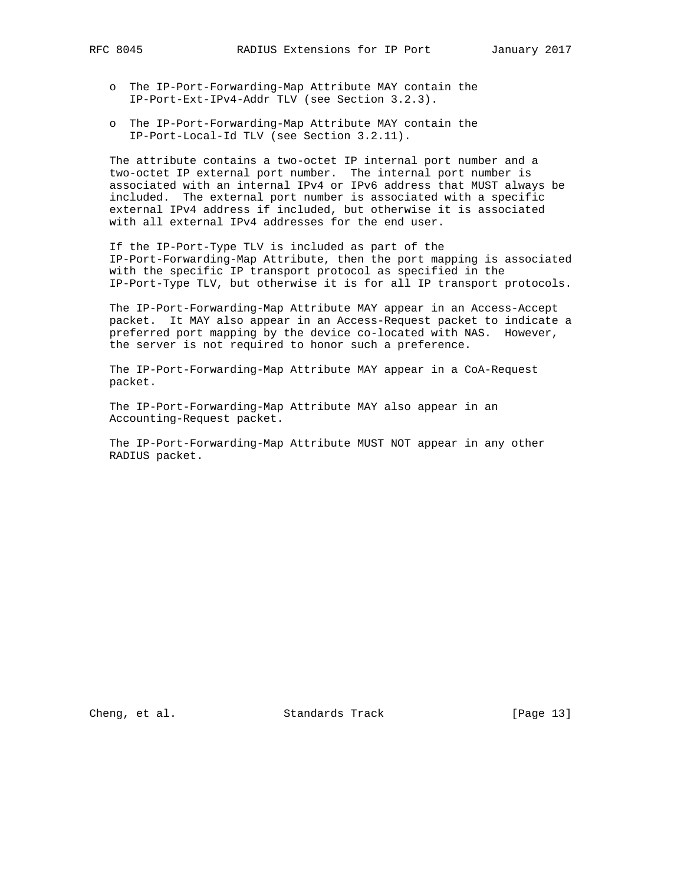- The IP-Port-Forwarding-Map Attribute MAY contain the IP-Port-Ext-IPv4-Addr TLV (see Section 3.2.3).

- The IP-Port-Forwarding-Map Attribute MAY contain the IP-Port-Local-Id TLV (see Section 3.2.11).

The attribute contains a two-octet IP internal port number and a two-octet IP external port number. The internal port number is associated with an internal IPv4 or IPv6 address that MUST always be included. The external port number is associated with a specific external IPv4 address if included, but otherwise it is associated with all external IPv4 addresses for the end user.

If the IP-Port-Type TLV is included as part of the IP-Port-Forwarding-Map Attribute, then the port mapping is associated with the specific IP transport protocol as specified in the IP-Port-Type TLV, but otherwise it is for all IP transport protocols.

The IP-Port-Forwarding-Map Attribute MAY appear in an Access-Accept packet. It MAY also appear in an Access-Request packet to indicate a preferred port mapping by the device co-located with NAS. However, the server is not required to honor such a preference.

The IP-Port-Forwarding-Map Attribute MAY appear in a CoA-Request packet.

The IP-Port-Forwarding-Map Attribute MAY also appear in an Accounting-Request packet.

The IP-Port-Forwarding-Map Attribute MUST NOT appear in any other RADIUS packet.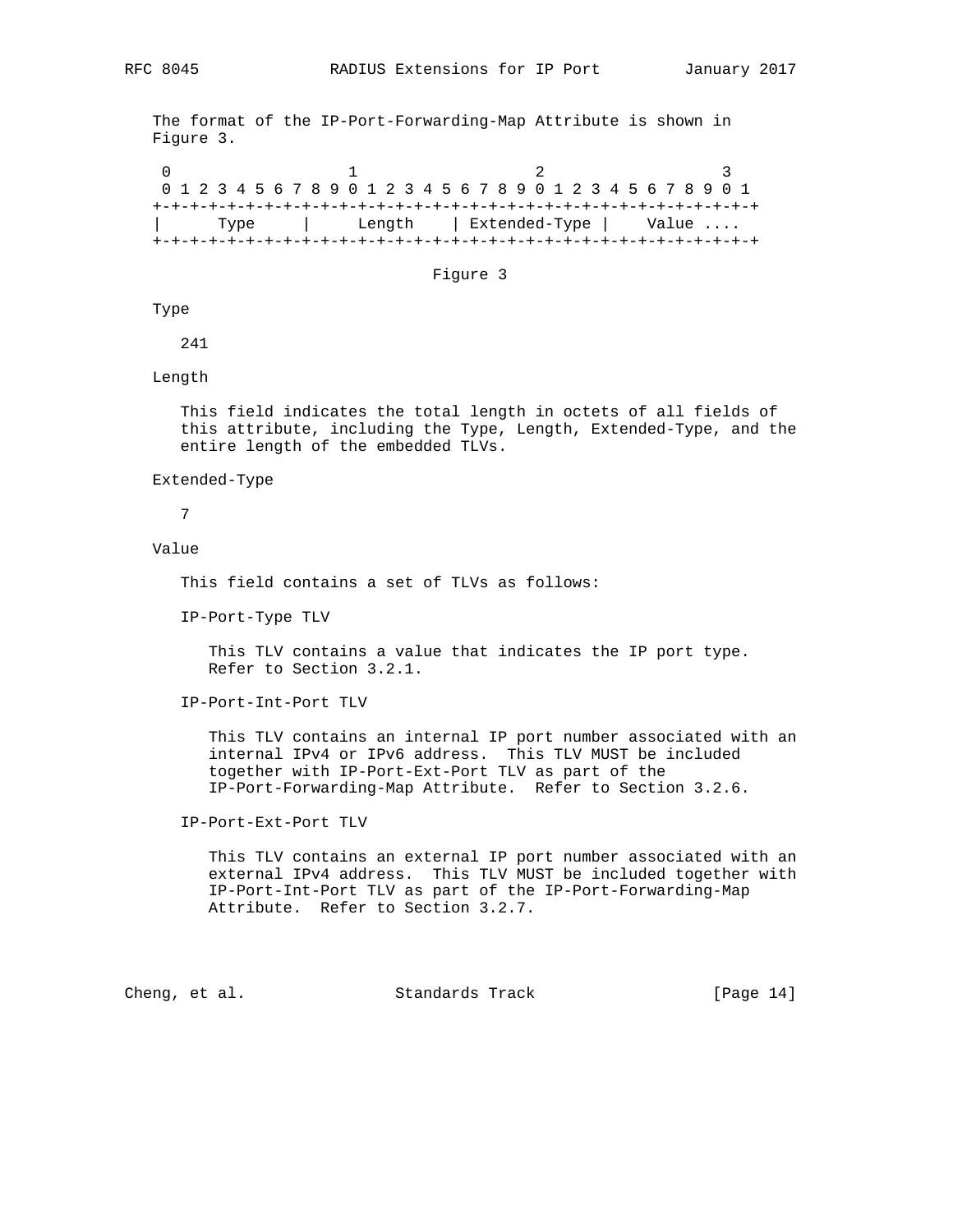The format of the IP-Port-Forwarding-Map Attribute is shown in Figure 3.

```
 0                   1                   2                   3
 0 1 2 3 4 5 6 7 8 9 0 1 2 3 4 5 6 7 8 9 0 1 2 3 4 5 6 7 8 9 0 1
+-+-+-+-+-+-+-+-+-+-+-+-+-+-+-+-+-+-+-+-+-+-+-+-+-+-+-+-+-+-+-+-+
|     Type      |    Length     | Extended-Type |    Value ....
+-+-+-+-+-+-+-+-+-+-+-+-+-+-+-+-+-+-+-+-+-+-+-+-+-+-+-+-+-+-+-+-+
```

Figure 3

Type

241

Length

This field indicates the total length in octets of all fields of this attribute, including the Type, Length, Extended-Type, and the entire length of the embedded TLVs.

Extended-Type

7

Value

This field contains a set of TLVs as follows:

IP-Port-Type TLV

This TLV contains a value that indicates the IP port type. Refer to Section 3.2.1.

IP-Port-Int-Port TLV

This TLV contains an internal IP port number associated with an internal IPv4 or IPv6 address. This TLV MUST be included together with IP-Port-Ext-Port TLV as part of the IP-Port-Forwarding-Map Attribute. Refer to Section 3.2.6.

IP-Port-Ext-Port TLV

This TLV contains an external IP port number associated with an external IPv4 address. This TLV MUST be included together with IP-Port-Int-Port TLV as part of the IP-Port-Forwarding-Map Attribute. Refer to Section 3.2.7.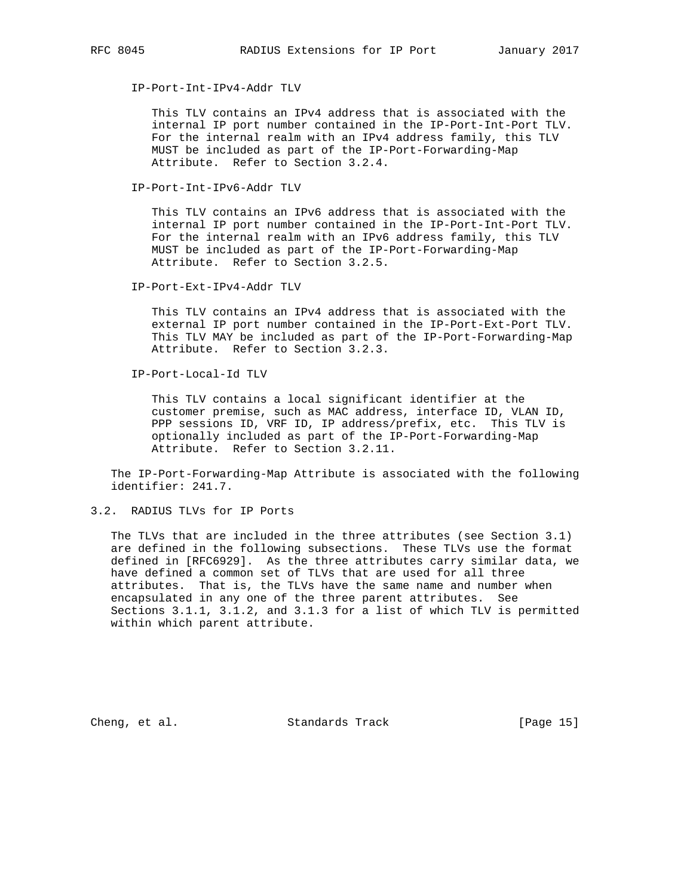IP-Port-Int-IPv4-Addr TLV

This TLV contains an IPv4 address that is associated with the internal IP port number contained in the IP-Port-Int-Port TLV. For the internal realm with an IPv4 address family, this TLV MUST be included as part of the IP-Port-Forwarding-Map Attribute. Refer to Section 3.2.4.

IP-Port-Int-IPv6-Addr TLV

This TLV contains an IPv6 address that is associated with the internal IP port number contained in the IP-Port-Int-Port TLV. For the internal realm with an IPv6 address family, this TLV MUST be included as part of the IP-Port-Forwarding-Map Attribute. Refer to Section 3.2.5.

IP-Port-Ext-IPv4-Addr TLV

This TLV contains an IPv4 address that is associated with the external IP port number contained in the IP-Port-Ext-Port TLV. This TLV MAY be included as part of the IP-Port-Forwarding-Map Attribute. Refer to Section 3.2.3.

IP-Port-Local-Id TLV

This TLV contains a local significant identifier at the customer premise, such as MAC address, interface ID, VLAN ID, PPP sessions ID, VRF ID, IP address/prefix, etc. This TLV is optionally included as part of the IP-Port-Forwarding-Map Attribute. Refer to Section 3.2.11.

The IP-Port-Forwarding-Map Attribute is associated with the following identifier: 241.7.

## 3.2. RADIUS TLVs for IP Ports

The TLVs that are included in the three attributes (see Section 3.1) are defined in the following subsections. These TLVs use the format defined in [RFC6929]. As the three attributes carry similar data, we have defined a common set of TLVs that are used for all three attributes. That is, the TLVs have the same name and number when encapsulated in any one of the three parent attributes. See Sections 3.1.1, 3.1.2, and 3.1.3 for a list of which TLV is permitted within which parent attribute.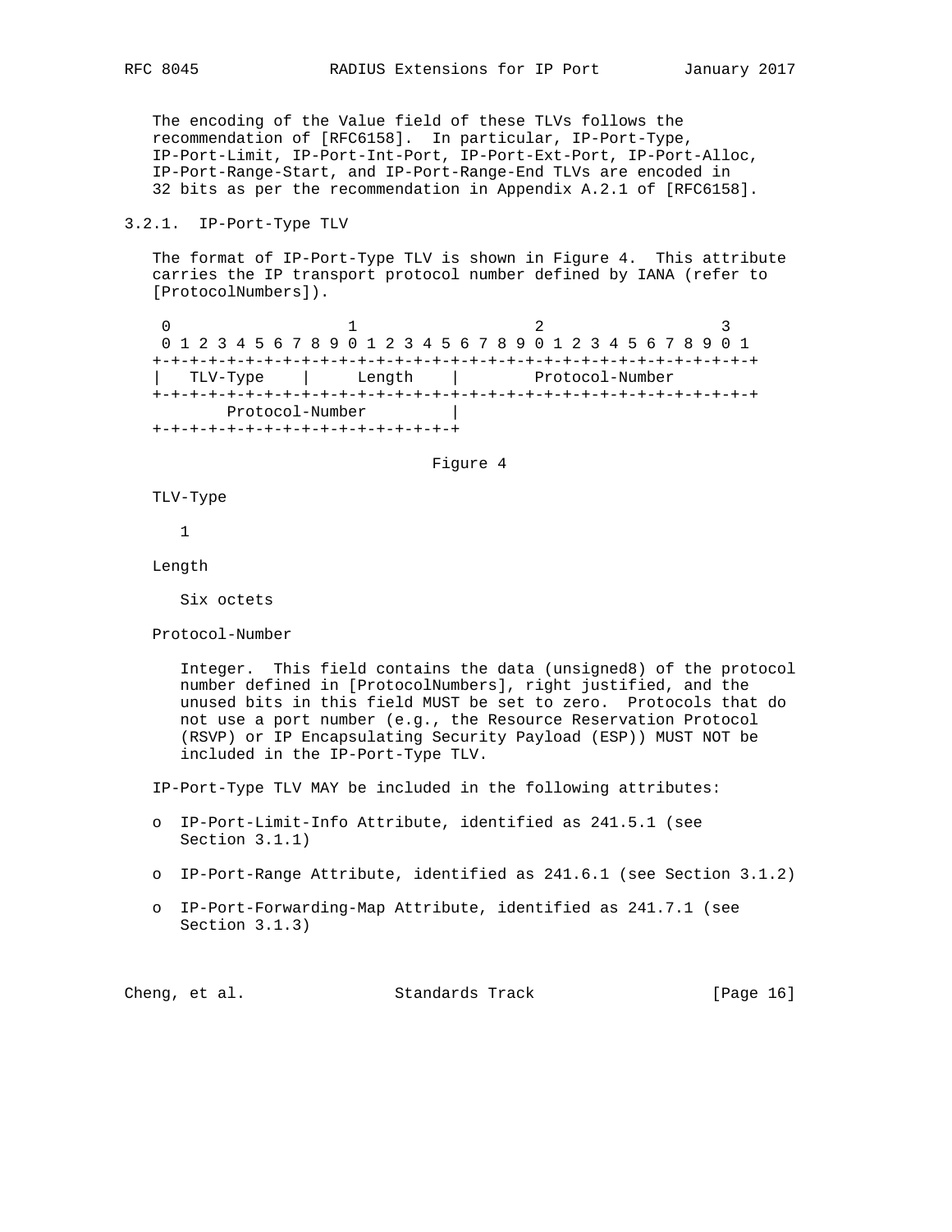The encoding of the Value field of these TLVs follows the recommendation of [RFC6158]. In particular, IP-Port-Type, IP-Port-Limit, IP-Port-Int-Port, IP-Port-Ext-Port, IP-Port-Alloc, IP-Port-Range-Start, and IP-Port-Range-End TLVs are encoded in 32 bits as per the recommendation in Appendix A.2.1 of [RFC6158].

### 3.2.1. IP-Port-Type TLV

The format of IP-Port-Type TLV is shown in Figure 4. This attribute carries the IP transport protocol number defined by IANA (refer to [ProtocolNumbers]).

```
 0                   1                   2                   3
 0 1 2 3 4 5 6 7 8 9 0 1 2 3 4 5 6 7 8 9 0 1 2 3 4 5 6 7 8 9 0 1
+-+-+-+-+-+-+-+-+-+-+-+-+-+-+-+-+-+-+-+-+-+-+-+-+-+-+-+-+-+-+-+-+
|   TLV-Type    |     Length    |        Protocol-Number
+-+-+-+-+-+-+-+-+-+-+-+-+-+-+-+-+-+-+-+-+-+-+-+-+-+-+-+-+-+-+-+-+
        Protocol-Number         |
+-+-+-+-+-+-+-+-+-+-+-+-+-+-+-+-+
```

Figure 4

TLV-Type

1

Length

Six octets

Protocol-Number

Integer. This field contains the data (unsigned8) of the protocol number defined in [ProtocolNumbers], right justified, and the unused bits in this field MUST be set to zero. Protocols that do not use a port number (e.g., the Resource Reservation Protocol (RSVP) or IP Encapsulating Security Payload (ESP)) MUST NOT be included in the IP-Port-Type TLV.

IP-Port-Type TLV MAY be included in the following attributes:

- IP-Port-Limit-Info Attribute, identified as 241.5.1 (see Section 3.1.1)
- IP-Port-Range Attribute, identified as 241.6.1 (see Section 3.1.2)
- IP-Port-Forwarding-Map Attribute, identified as 241.7.1 (see Section 3.1.3)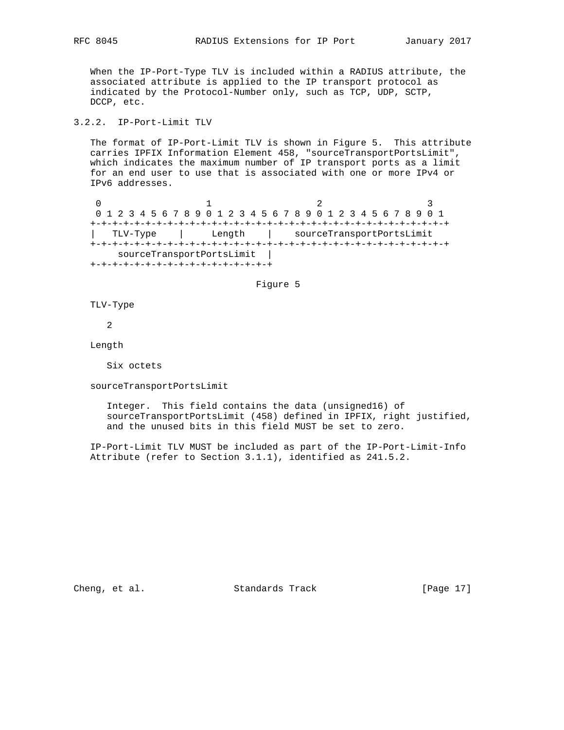When the IP-Port-Type TLV is included within a RADIUS attribute, the associated attribute is applied to the IP transport protocol as indicated by the Protocol-Number only, such as TCP, UDP, SCTP, DCCP, etc.

### 3.2.2. IP-Port-Limit TLV

The format of IP-Port-Limit TLV is shown in Figure 5. This attribute carries IPFIX Information Element 458, "sourceTransportPortsLimit", which indicates the maximum number of IP transport ports as a limit for an end user to use that is associated with one or more IPv4 or IPv6 addresses.

```
 0                   1                   2                   3
 0 1 2 3 4 5 6 7 8 9 0 1 2 3 4 5 6 7 8 9 0 1 2 3 4 5 6 7 8 9 0 1
+-+-+-+-+-+-+-+-+-+-+-+-+-+-+-+-+-+-+-+-+-+-+-+-+-+-+-+-+-+-+-+-+
|   TLV-Type    |     Length    |    sourceTransportPortsLimit
+-+-+-+-+-+-+-+-+-+-+-+-+-+-+-+-+-+-+-+-+-+-+-+-+-+-+-+-+-+-+-+-+
     sourceTransportPortsLimit  |
+-+-+-+-+-+-+-+-+-+-+-+-+-+-+-+-+
```

Figure 5

TLV-Type

2

Length

Six octets

sourceTransportPortsLimit

Integer. This field contains the data (unsigned16) of sourceTransportPortsLimit (458) defined in IPFIX, right justified, and the unused bits in this field MUST be set to zero.

IP-Port-Limit TLV MUST be included as part of the IP-Port-Limit-Info Attribute (refer to Section 3.1.1), identified as 241.5.2.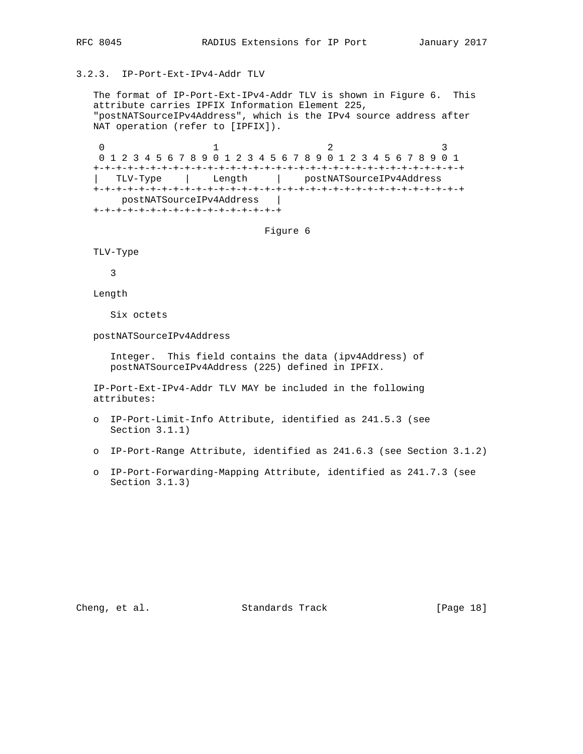### 3.2.3. IP-Port-Ext-IPv4-Addr TLV

The format of IP-Port-Ext-IPv4-Addr TLV is shown in Figure 6. This attribute carries IPFIX Information Element 225, "postNATSourceIPv4Address", which is the IPv4 source address after NAT operation (refer to [IPFIX]).

```
 0                   1                   2                   3
 0 1 2 3 4 5 6 7 8 9 0 1 2 3 4 5 6 7 8 9 0 1 2 3 4 5 6 7 8 9 0 1
+-+-+-+-+-+-+-+-+-+-+-+-+-+-+-+-+-+-+-+-+-+-+-+-+-+-+-+-+-+-+-+-+
|   TLV-Type    |    Length     |    postNATSourceIPv4Address
+-+-+-+-+-+-+-+-+-+-+-+-+-+-+-+-+-+-+-+-+-+-+-+-+-+-+-+-+-+-+-+-+
     postNATSourceIPv4Address   |
+-+-+-+-+-+-+-+-+-+-+-+-+-+-+-+-+
```

Figure 6

TLV-Type

3

Length

Six octets

postNATSourceIPv4Address

Integer. This field contains the data (ipv4Address) of postNATSourceIPv4Address (225) defined in IPFIX.

IP-Port-Ext-IPv4-Addr TLV MAY be included in the following attributes:

- IP-Port-Limit-Info Attribute, identified as 241.5.3 (see Section 3.1.1)
- IP-Port-Range Attribute, identified as 241.6.3 (see Section 3.1.2)
- IP-Port-Forwarding-Mapping Attribute, identified as 241.7.3 (see Section 3.1.3)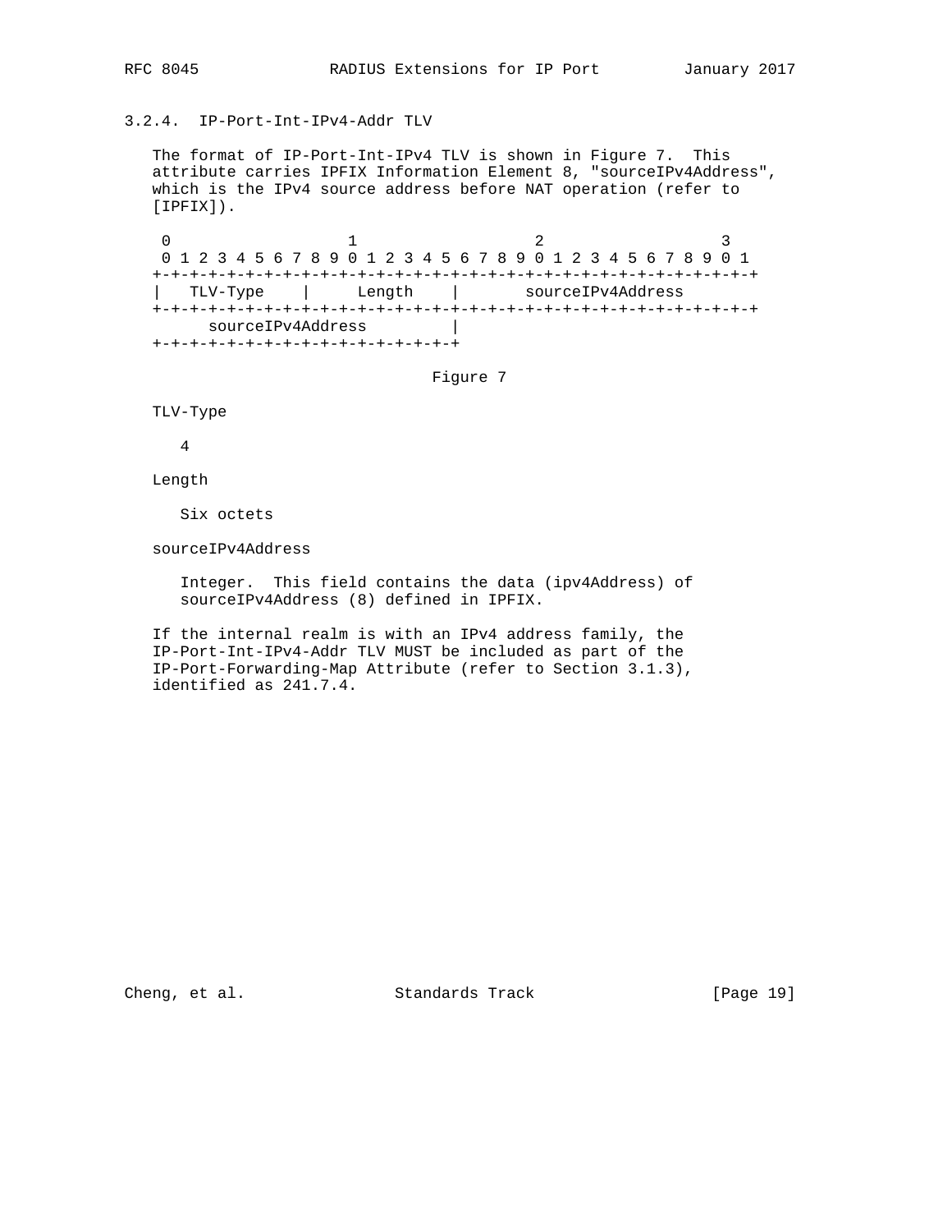### 3.2.4. IP-Port-Int-IPv4-Addr TLV

The format of IP-Port-Int-IPv4 TLV is shown in Figure 7. This attribute carries IPFIX Information Element 8, "sourceIPv4Address", which is the IPv4 source address before NAT operation (refer to [IPFIX]).

```
 0                   1                   2                   3
 0 1 2 3 4 5 6 7 8 9 0 1 2 3 4 5 6 7 8 9 0 1 2 3 4 5 6 7 8 9 0 1
+-+-+-+-+-+-+-+-+-+-+-+-+-+-+-+-+-+-+-+-+-+-+-+-+-+-+-+-+-+-+-+-+
|   TLV-Type    |     Length    |       sourceIPv4Address
+-+-+-+-+-+-+-+-+-+-+-+-+-+-+-+-+-+-+-+-+-+-+-+-+-+-+-+-+-+-+-+-+
      sourceIPv4Address         |
+-+-+-+-+-+-+-+-+-+-+-+-+-+-+-+-+
```

Figure 7

TLV-Type

4

Length

Six octets

sourceIPv4Address

Integer. This field contains the data (ipv4Address) of sourceIPv4Address (8) defined in IPFIX.

If the internal realm is with an IPv4 address family, the IP-Port-Int-IPv4-Addr TLV MUST be included as part of the IP-Port-Forwarding-Map Attribute (refer to Section 3.1.3), identified as 241.7.4.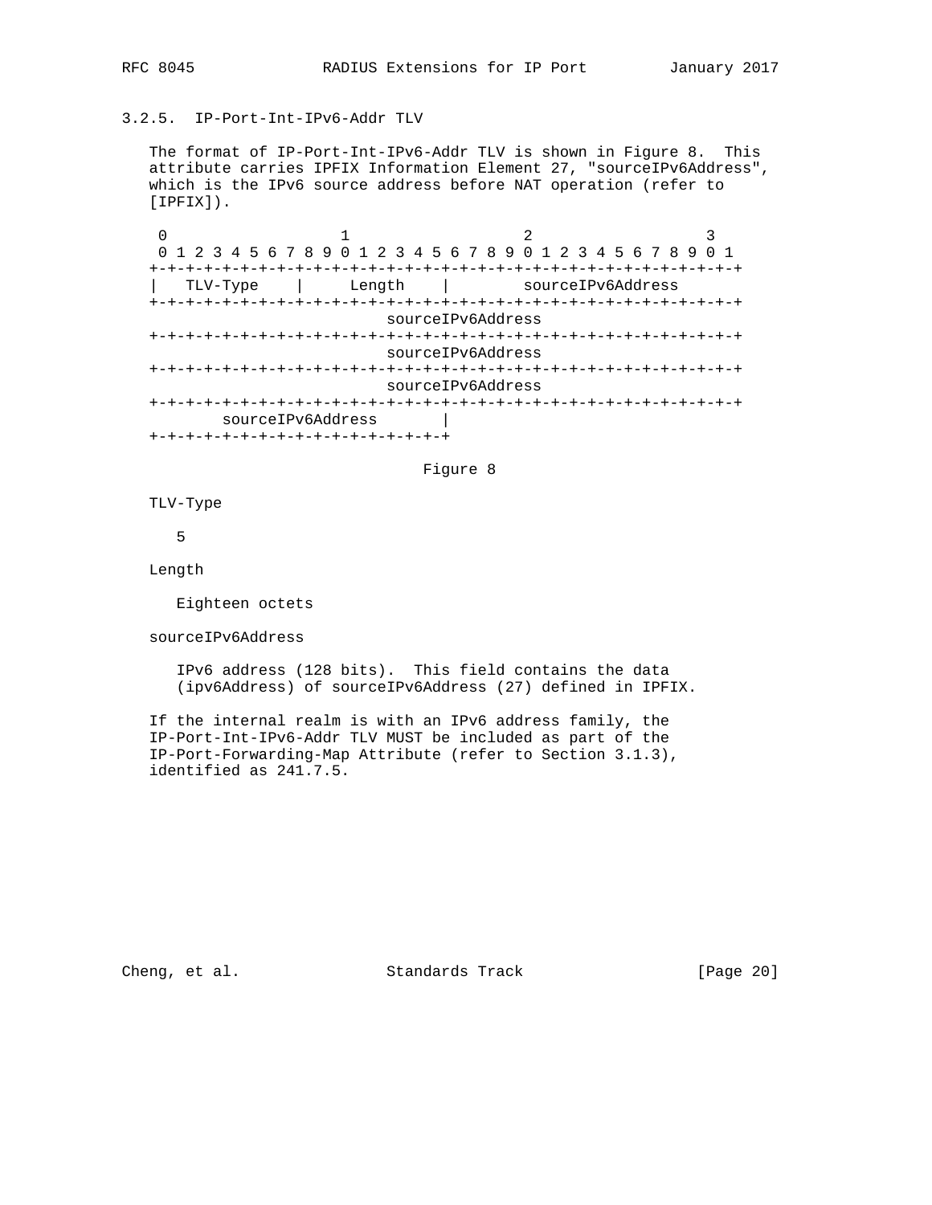### 3.2.5. IP-Port-Int-IPv6-Addr TLV

The format of IP-Port-Int-IPv6-Addr TLV is shown in Figure 8. This attribute carries IPFIX Information Element 27, "sourceIPv6Address", which is the IPv6 source address before NAT operation (refer to [IPFIX]).

```
 0                   1                   2                   3
 0 1 2 3 4 5 6 7 8 9 0 1 2 3 4 5 6 7 8 9 0 1 2 3 4 5 6 7 8 9 0 1
+-+-+-+-+-+-+-+-+-+-+-+-+-+-+-+-+-+-+-+-+-+-+-+-+-+-+-+-+-+-+-+-+
|   TLV-Type    |     Length    |        sourceIPv6Address
+-+-+-+-+-+-+-+-+-+-+-+-+-+-+-+-+-+-+-+-+-+-+-+-+-+-+-+-+-+-+-+-+
                         sourceIPv6Address
+-+-+-+-+-+-+-+-+-+-+-+-+-+-+-+-+-+-+-+-+-+-+-+-+-+-+-+-+-+-+-+-+
                         sourceIPv6Address
+-+-+-+-+-+-+-+-+-+-+-+-+-+-+-+-+-+-+-+-+-+-+-+-+-+-+-+-+-+-+-+-+
                         sourceIPv6Address
+-+-+-+-+-+-+-+-+-+-+-+-+-+-+-+-+-+-+-+-+-+-+-+-+-+-+-+-+-+-+-+-+
        sourceIPv6Address       |
+-+-+-+-+-+-+-+-+-+-+-+-+-+-+-+-+
```

Figure 8

TLV-Type

5

Length

Eighteen octets

sourceIPv6Address

IPv6 address (128 bits). This field contains the data (ipv6Address) of sourceIPv6Address (27) defined in IPFIX.

If the internal realm is with an IPv6 address family, the IP-Port-Int-IPv6-Addr TLV MUST be included as part of the IP-Port-Forwarding-Map Attribute (refer to Section 3.1.3), identified as 241.7.5.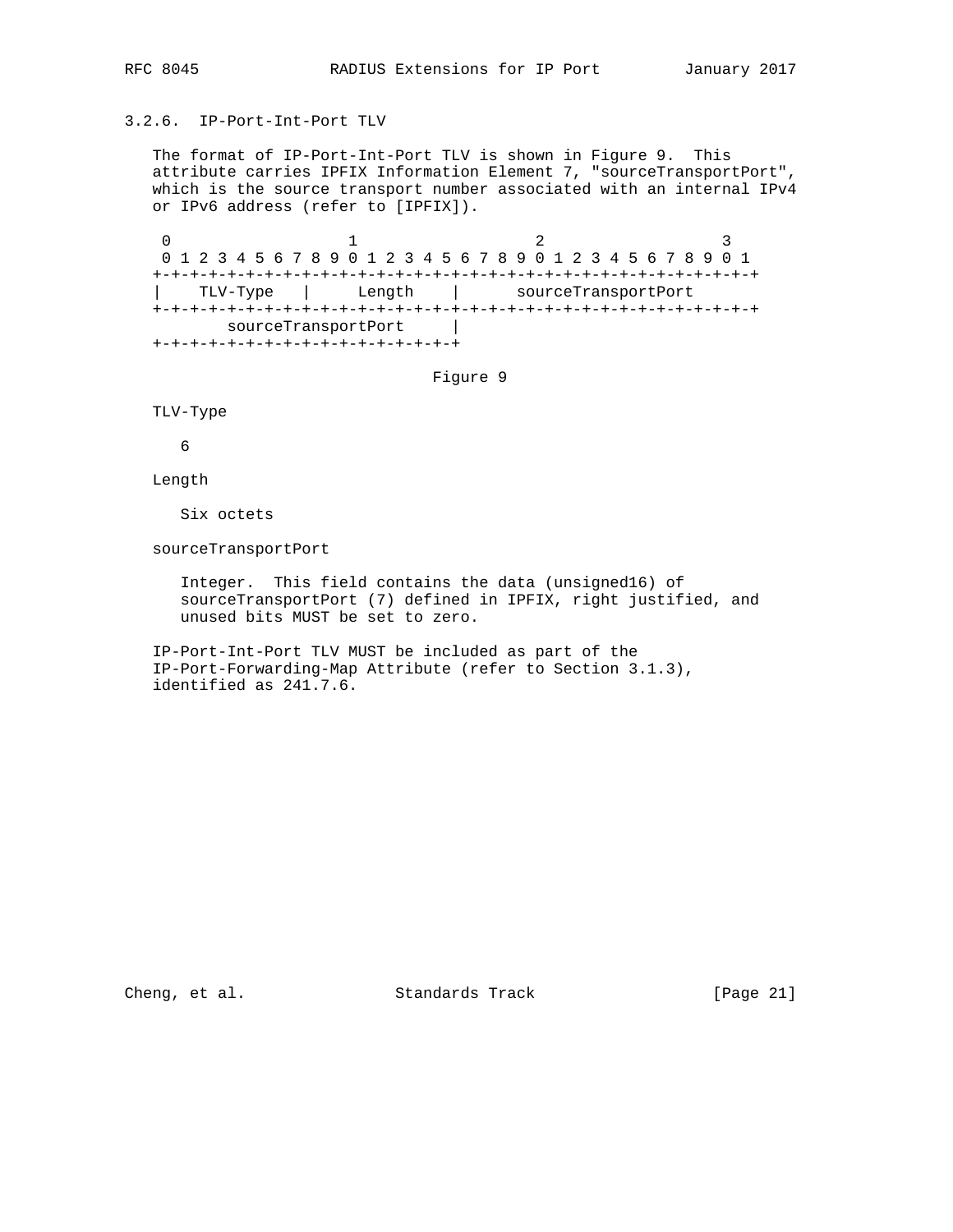### 3.2.6. IP-Port-Int-Port TLV

The format of IP-Port-Int-Port TLV is shown in Figure 9. This attribute carries IPFIX Information Element 7, "sourceTransportPort", which is the source transport number associated with an internal IPv4 or IPv6 address (refer to [IPFIX]).

```
 0                   1                   2                   3
 0 1 2 3 4 5 6 7 8 9 0 1 2 3 4 5 6 7 8 9 0 1 2 3 4 5 6 7 8 9 0 1
+-+-+-+-+-+-+-+-+-+-+-+-+-+-+-+-+-+-+-+-+-+-+-+-+-+-+-+-+-+-+-+-+
|    TLV-Type   |     Length    |      sourceTransportPort
+-+-+-+-+-+-+-+-+-+-+-+-+-+-+-+-+-+-+-+-+-+-+-+-+-+-+-+-+-+-+-+-+
        sourceTransportPort     |
+-+-+-+-+-+-+-+-+-+-+-+-+-+-+-+-+
```

Figure 9

TLV-Type

6

Length

Six octets

sourceTransportPort

Integer. This field contains the data (unsigned16) of sourceTransportPort (7) defined in IPFIX, right justified, and unused bits MUST be set to zero.

IP-Port-Int-Port TLV MUST be included as part of the IP-Port-Forwarding-Map Attribute (refer to Section 3.1.3), identified as 241.7.6.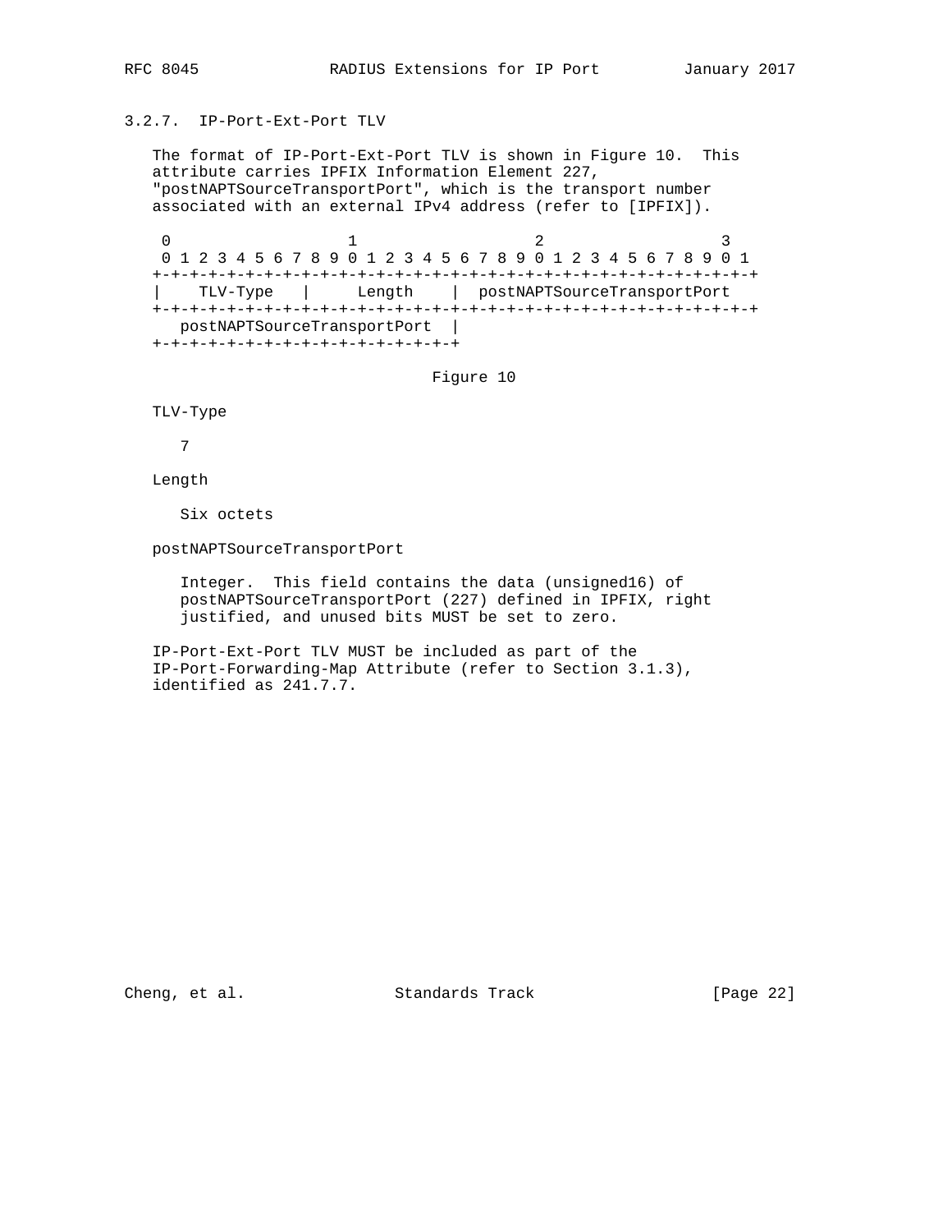### 3.2.7. IP-Port-Ext-Port TLV

The format of IP-Port-Ext-Port TLV is shown in Figure 10. This attribute carries IPFIX Information Element 227, "postNAPTSourceTransportPort", which is the transport number associated with an external IPv4 address (refer to [IPFIX]).

```
 0                   1                   2                   3
 0 1 2 3 4 5 6 7 8 9 0 1 2 3 4 5 6 7 8 9 0 1 2 3 4 5 6 7 8 9 0 1
+-+-+-+-+-+-+-+-+-+-+-+-+-+-+-+-+-+-+-+-+-+-+-+-+-+-+-+-+-+-+-+-+
|    TLV-Type   |     Length    |  postNAPTSourceTransportPort
+-+-+-+-+-+-+-+-+-+-+-+-+-+-+-+-+-+-+-+-+-+-+-+-+-+-+-+-+-+-+-+-+
   postNAPTSourceTransportPort  |
+-+-+-+-+-+-+-+-+-+-+-+-+-+-+-+-+
```

Figure 10

TLV-Type

7

Length

Six octets

postNAPTSourceTransportPort

Integer. This field contains the data (unsigned16) of postNAPTSourceTransportPort (227) defined in IPFIX, right justified, and unused bits MUST be set to zero.

IP-Port-Ext-Port TLV MUST be included as part of the IP-Port-Forwarding-Map Attribute (refer to Section 3.1.3), identified as 241.7.7.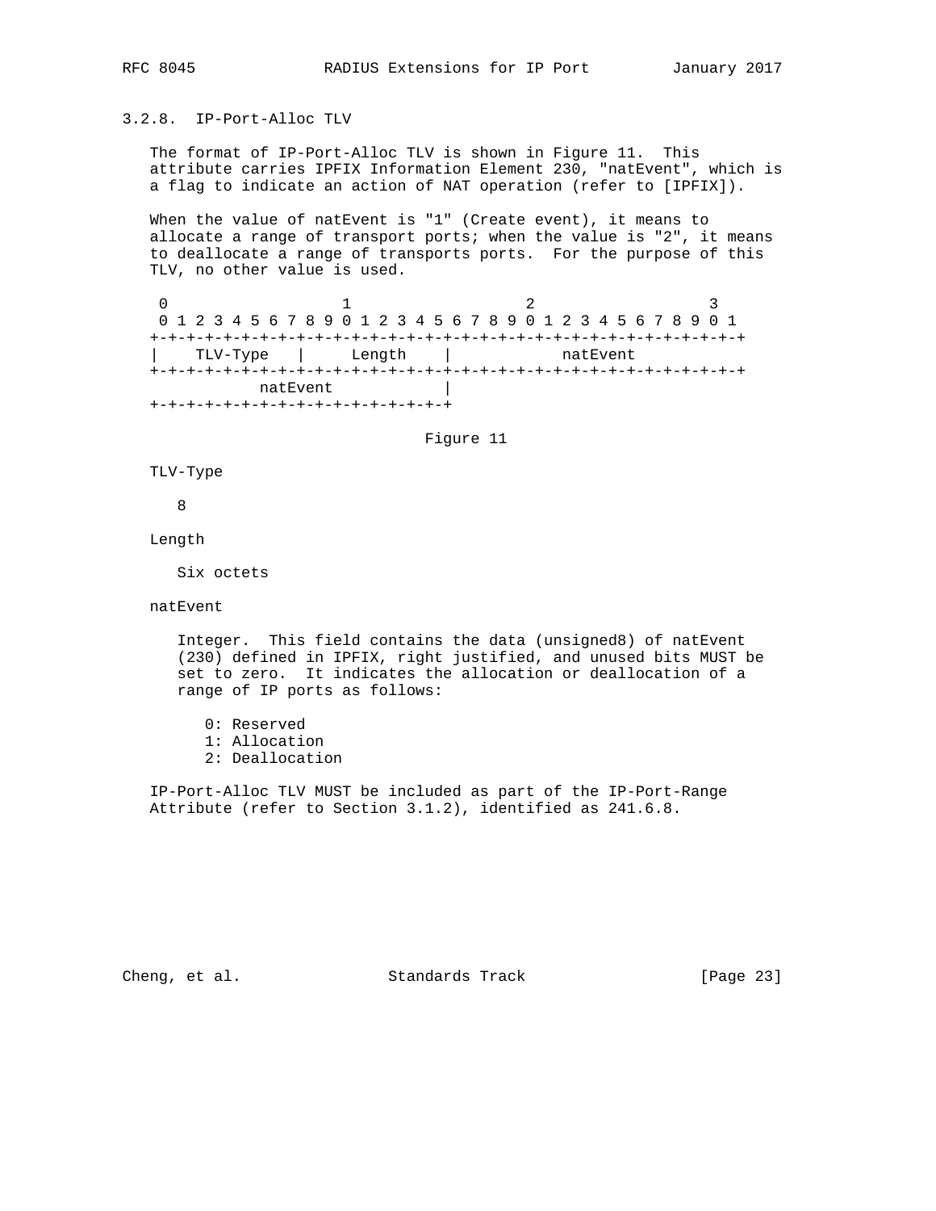### 3.2.8. IP-Port-Alloc TLV

The format of IP-Port-Alloc TLV is shown in Figure 11. This attribute carries IPFIX Information Element 230, "natEvent", which is a flag to indicate an action of NAT operation (refer to [IPFIX]).

When the value of natEvent is "1" (Create event), it means to allocate a range of transport ports; when the value is "2", it means to deallocate a range of transports ports. For the purpose of this TLV, no other value is used.

```
 0                   1                   2                   3
 0 1 2 3 4 5 6 7 8 9 0 1 2 3 4 5 6 7 8 9 0 1 2 3 4 5 6 7 8 9 0 1
+-+-+-+-+-+-+-+-+-+-+-+-+-+-+-+-+-+-+-+-+-+-+-+-+-+-+-+-+-+-+-+-+
|    TLV-Type   |     Length    |            natEvent
+-+-+-+-+-+-+-+-+-+-+-+-+-+-+-+-+-+-+-+-+-+-+-+-+-+-+-+-+-+-+-+-+
           natEvent             |
+-+-+-+-+-+-+-+-+-+-+-+-+-+-+-+-+
```

Figure 11

TLV-Type

8

Length

Six octets

natEvent

Integer. This field contains the data (unsigned8) of natEvent (230) defined in IPFIX, right justified, and unused bits MUST be set to zero. It indicates the allocation or deallocation of a range of IP ports as follows:

0: Reserved
1: Allocation
2: Deallocation

IP-Port-Alloc TLV MUST be included as part of the IP-Port-Range Attribute (refer to Section 3.1.2), identified as 241.6.8.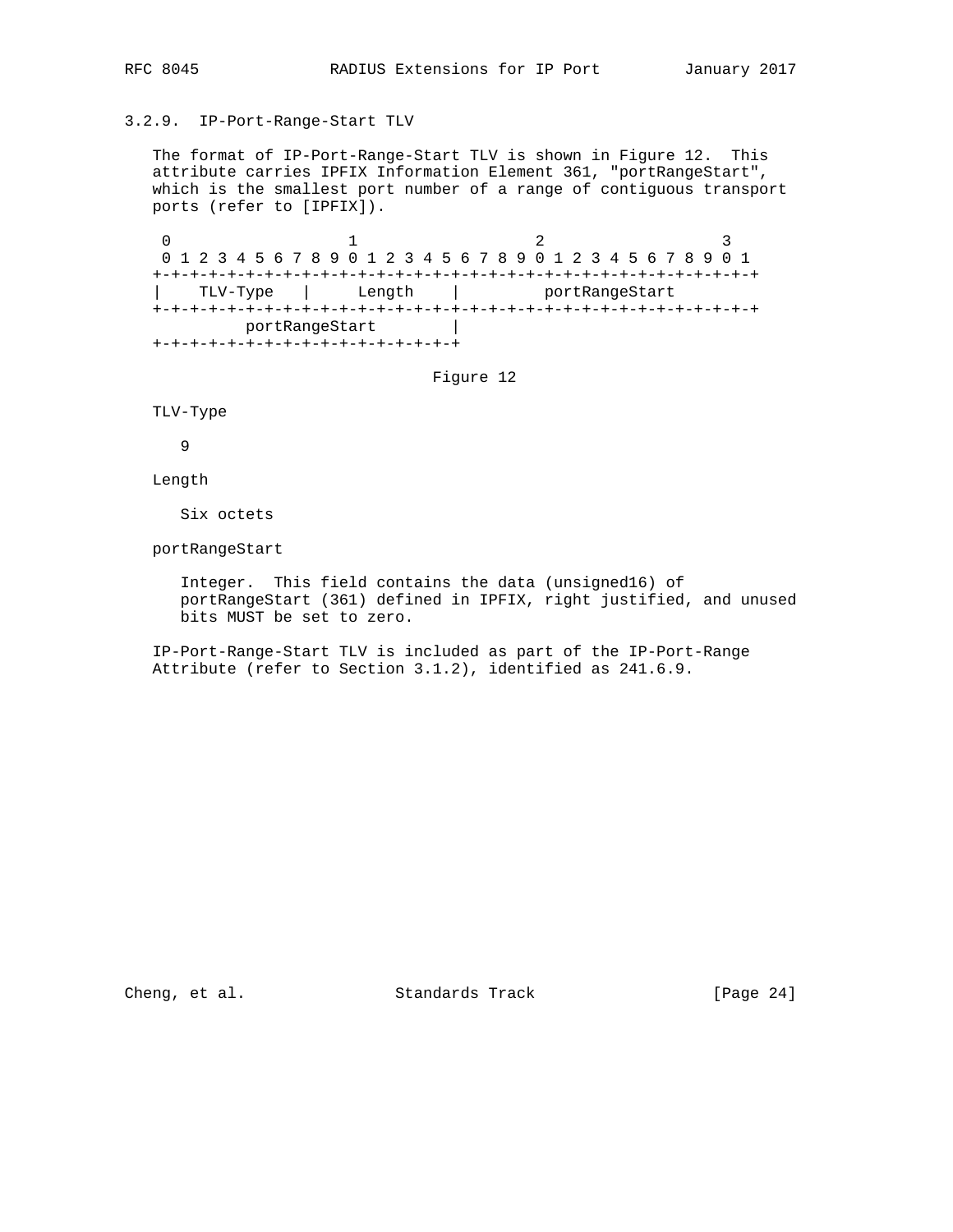### 3.2.9. IP-Port-Range-Start TLV

The format of IP-Port-Range-Start TLV is shown in Figure 12. This attribute carries IPFIX Information Element 361, "portRangeStart", which is the smallest port number of a range of contiguous transport ports (refer to [IPFIX]).

```
 0                   1                   2                   3
 0 1 2 3 4 5 6 7 8 9 0 1 2 3 4 5 6 7 8 9 0 1 2 3 4 5 6 7 8 9 0 1
+-+-+-+-+-+-+-+-+-+-+-+-+-+-+-+-+-+-+-+-+-+-+-+-+-+-+-+-+-+-+-+-+
|    TLV-Type   |     Length    |         portRangeStart
+-+-+-+-+-+-+-+-+-+-+-+-+-+-+-+-+-+-+-+-+-+-+-+-+-+-+-+-+-+-+-+-+
          portRangeStart        |
+-+-+-+-+-+-+-+-+-+-+-+-+-+-+-+-+
```

Figure 12

TLV-Type

9

Length

Six octets

portRangeStart

Integer. This field contains the data (unsigned16) of portRangeStart (361) defined in IPFIX, right justified, and unused bits MUST be set to zero.

IP-Port-Range-Start TLV is included as part of the IP-Port-Range Attribute (refer to Section 3.1.2), identified as 241.6.9.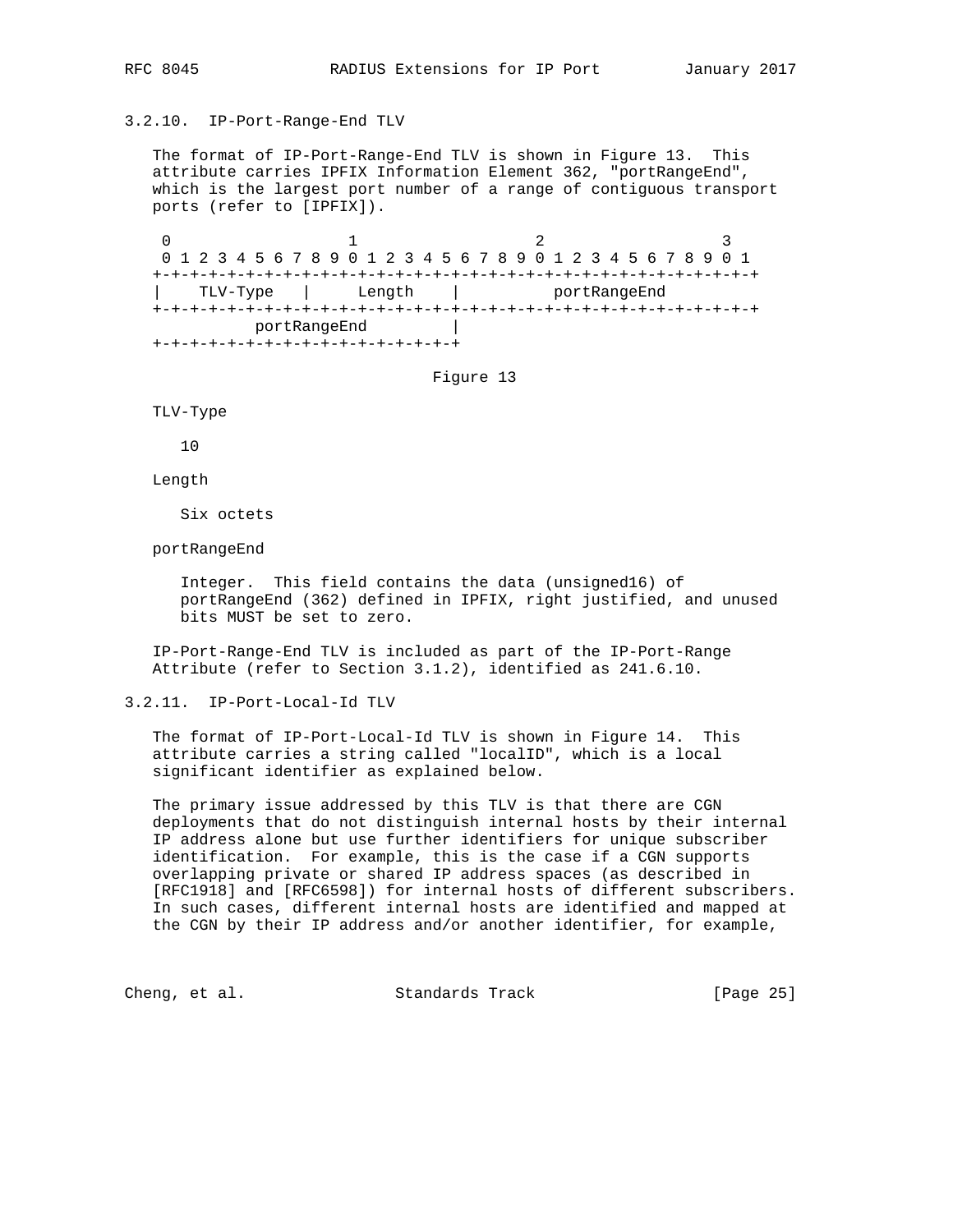### 3.2.10. IP-Port-Range-End TLV

The format of IP-Port-Range-End TLV is shown in Figure 13. This attribute carries IPFIX Information Element 362, "portRangeEnd", which is the largest port number of a range of contiguous transport ports (refer to [IPFIX]).

```
 0                   1                   2                   3
 0 1 2 3 4 5 6 7 8 9 0 1 2 3 4 5 6 7 8 9 0 1 2 3 4 5 6 7 8 9 0 1
+-+-+-+-+-+-+-+-+-+-+-+-+-+-+-+-+-+-+-+-+-+-+-+-+-+-+-+-+-+-+-+-+
|    TLV-Type   |     Length    |          portRangeEnd
+-+-+-+-+-+-+-+-+-+-+-+-+-+-+-+-+-+-+-+-+-+-+-+-+-+-+-+-+-+-+-+-+
          portRangeEnd          |
+-+-+-+-+-+-+-+-+-+-+-+-+-+-+-+-+
```

Figure 13

TLV-Type

10

Length

Six octets

portRangeEnd

Integer. This field contains the data (unsigned16) of portRangeEnd (362) defined in IPFIX, right justified, and unused bits MUST be set to zero.

IP-Port-Range-End TLV is included as part of the IP-Port-Range Attribute (refer to Section 3.1.2), identified as 241.6.10.

### 3.2.11. IP-Port-Local-Id TLV

The format of IP-Port-Local-Id TLV is shown in Figure 14. This attribute carries a string called "localID", which is a local significant identifier as explained below.

The primary issue addressed by this TLV is that there are CGN deployments that do not distinguish internal hosts by their internal IP address alone but use further identifiers for unique subscriber identification. For example, this is the case if a CGN supports overlapping private or shared IP address spaces (as described in [RFC1918] and [RFC6598]) for internal hosts of different subscribers. In such cases, different internal hosts are identified and mapped at the CGN by their IP address and/or another identifier, for example,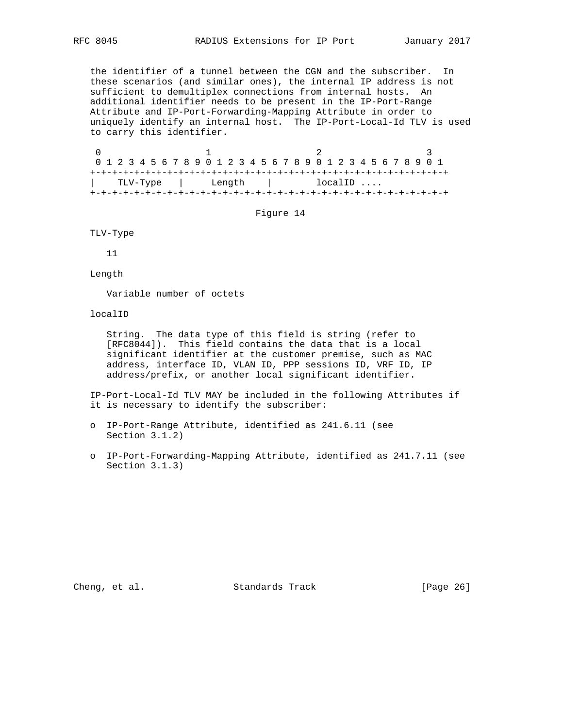the identifier of a tunnel between the CGN and the subscriber. In these scenarios (and similar ones), the internal IP address is not sufficient to demultiplex connections from internal hosts. An additional identifier needs to be present in the IP-Port-Range Attribute and IP-Port-Forwarding-Mapping Attribute in order to uniquely identify an internal host. The IP-Port-Local-Id TLV is used to carry this identifier.

```
 0                   1                   2                   3
 0 1 2 3 4 5 6 7 8 9 0 1 2 3 4 5 6 7 8 9 0 1 2 3 4 5 6 7 8 9 0 1
+-+-+-+-+-+-+-+-+-+-+-+-+-+-+-+-+-+-+-+-+-+-+-+-+-+-+-+-+-+-+-+-+
|    TLV-Type   |     Length    |        localID ....
+-+-+-+-+-+-+-+-+-+-+-+-+-+-+-+-+-+-+-+-+-+-+-+-+-+-+-+-+-+-+-+-+
```

Figure 14

TLV-Type

11

Length

Variable number of octets

localID

String. The data type of this field is string (refer to [RFC8044]). This field contains the data that is a local significant identifier at the customer premise, such as MAC address, interface ID, VLAN ID, PPP sessions ID, VRF ID, IP address/prefix, or another local significant identifier.

IP-Port-Local-Id TLV MAY be included in the following Attributes if it is necessary to identify the subscriber:

- IP-Port-Range Attribute, identified as 241.6.11 (see Section 3.1.2)
- IP-Port-Forwarding-Mapping Attribute, identified as 241.7.11 (see Section 3.1.3)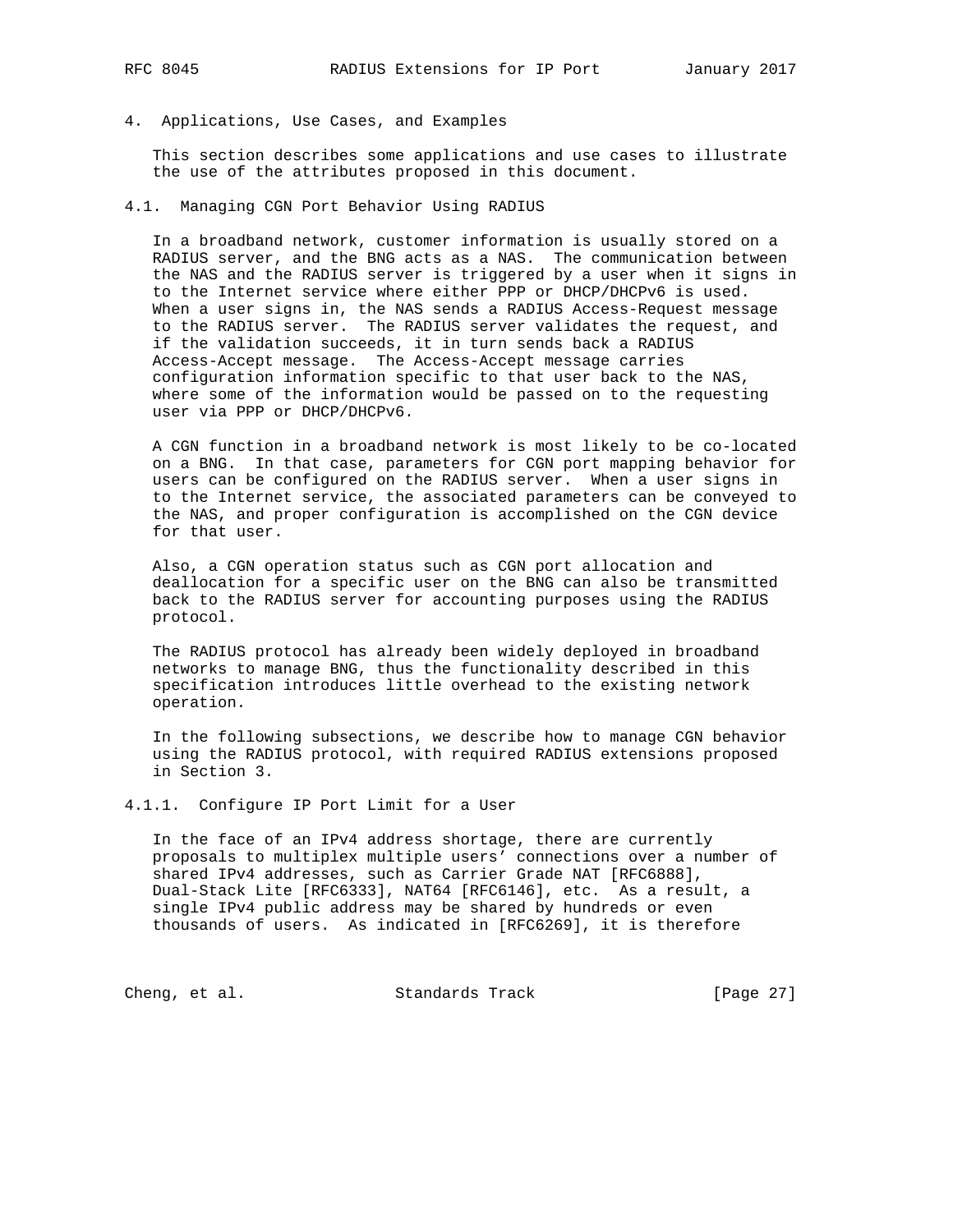# 4. Applications, Use Cases, and Examples

This section describes some applications and use cases to illustrate the use of the attributes proposed in this document.

## 4.1. Managing CGN Port Behavior Using RADIUS

In a broadband network, customer information is usually stored on a RADIUS server, and the BNG acts as a NAS. The communication between the NAS and the RADIUS server is triggered by a user when it signs in to the Internet service where either PPP or DHCP/DHCPv6 is used. When a user signs in, the NAS sends a RADIUS Access-Request message to the RADIUS server. The RADIUS server validates the request, and if the validation succeeds, it in turn sends back a RADIUS Access-Accept message. The Access-Accept message carries configuration information specific to that user back to the NAS, where some of the information would be passed on to the requesting user via PPP or DHCP/DHCPv6.

A CGN function in a broadband network is most likely to be co-located on a BNG. In that case, parameters for CGN port mapping behavior for users can be configured on the RADIUS server. When a user signs in to the Internet service, the associated parameters can be conveyed to the NAS, and proper configuration is accomplished on the CGN device for that user.

Also, a CGN operation status such as CGN port allocation and deallocation for a specific user on the BNG can also be transmitted back to the RADIUS server for accounting purposes using the RADIUS protocol.

The RADIUS protocol has already been widely deployed in broadband networks to manage BNG, thus the functionality described in this specification introduces little overhead to the existing network operation.

In the following subsections, we describe how to manage CGN behavior using the RADIUS protocol, with required RADIUS extensions proposed in Section 3.

### 4.1.1. Configure IP Port Limit for a User

In the face of an IPv4 address shortage, there are currently proposals to multiplex multiple users' connections over a number of shared IPv4 addresses, such as Carrier Grade NAT [RFC6888], Dual-Stack Lite [RFC6333], NAT64 [RFC6146], etc. As a result, a single IPv4 public address may be shared by hundreds or even thousands of users. As indicated in [RFC6269], it is therefore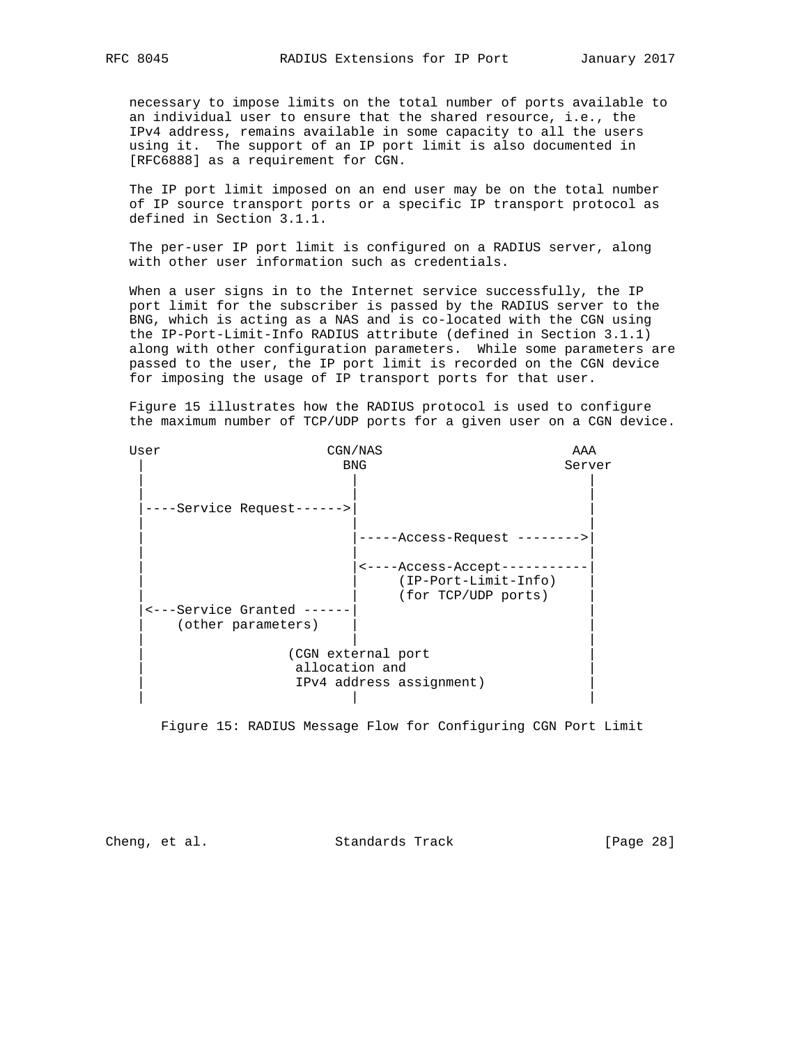necessary to impose limits on the total number of ports available to an individual user to ensure that the shared resource, i.e., the IPv4 address, remains available in some capacity to all the users using it. The support of an IP port limit is also documented in [RFC6888] as a requirement for CGN.

The IP port limit imposed on an end user may be on the total number of IP source transport ports or a specific IP transport protocol as defined in Section 3.1.1.

The per-user IP port limit is configured on a RADIUS server, along with other user information such as credentials.

When a user signs in to the Internet service successfully, the IP port limit for the subscriber is passed by the RADIUS server to the BNG, which is acting as a NAS and is co-located with the CGN using the IP-Port-Limit-Info RADIUS attribute (defined in Section 3.1.1) along with other configuration parameters. While some parameters are passed to the user, the IP port limit is recorded on the CGN device for imposing the usage of IP transport ports for that user.

Figure 15 illustrates how the RADIUS protocol is used to configure the maximum number of TCP/UDP ports for a given user on a CGN device.

```
User                    CGN/NAS                      AAA
 |                        BNG                       Server
 |                         |                           |
 |                         |                           |
 |----Service Request------>|                           |
 |                         |                           |
 |                         |-----Access-Request -------->|
 |                         |                           |
 |                         |<----Access-Accept-----------|
 |                         |     (IP-Port-Limit-Info)    |
 |                         |     (for TCP/UDP ports)     |
 |<---Service Granted ------|                           |
 |    (other parameters)   |                           |
 |                         |                           |
 |                 (CGN external port                  |
 |                  allocation and                     |
 |                  IPv4 address assignment)           |
 |                         |                           |
```

Figure 15: RADIUS Message Flow for Configuring CGN Port Limit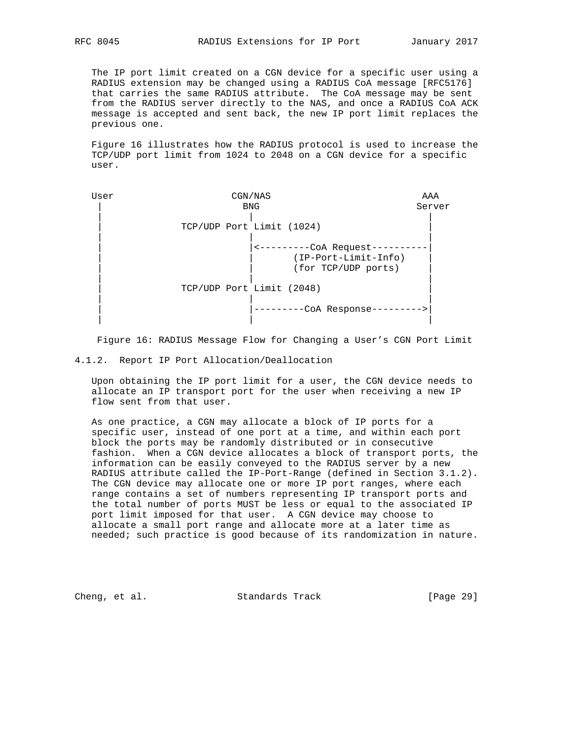The IP port limit created on a CGN device for a specific user using a RADIUS extension may be changed using a RADIUS CoA message [RFC5176] that carries the same RADIUS attribute. The CoA message may be sent from the RADIUS server directly to the NAS, and once a RADIUS CoA ACK message is accepted and sent back, the new IP port limit replaces the previous one.

Figure 16 illustrates how the RADIUS protocol is used to increase the TCP/UDP port limit from 1024 to 2048 on a CGN device for a specific user.

```
User                  CGN/NAS                         AAA
 |                      BNG                          Server
 |                       |                             |
 |             TCP/UDP Port Limit (1024)               |
 |                       |                             |
 |                       |<---------CoA Request----------|
 |                       |       (IP-Port-Limit-Info)    |
 |                       |       (for TCP/UDP ports)     |
 |                       |                             |
 |             TCP/UDP Port Limit (2048)               |
 |                       |                             |
 |                       |---------CoA Response--------->|
 |                       |                             |
```

Figure 16: RADIUS Message Flow for Changing a User's CGN Port Limit

### 4.1.2. Report IP Port Allocation/Deallocation

Upon obtaining the IP port limit for a user, the CGN device needs to allocate an IP transport port for the user when receiving a new IP flow sent from that user.

As one practice, a CGN may allocate a block of IP ports for a specific user, instead of one port at a time, and within each port block the ports may be randomly distributed or in consecutive fashion. When a CGN device allocates a block of transport ports, the information can be easily conveyed to the RADIUS server by a new RADIUS attribute called the IP-Port-Range (defined in Section 3.1.2). The CGN device may allocate one or more IP port ranges, where each range contains a set of numbers representing IP transport ports and the total number of ports MUST be less or equal to the associated IP port limit imposed for that user. A CGN device may choose to allocate a small port range and allocate more at a later time as needed; such practice is good because of its randomization in nature.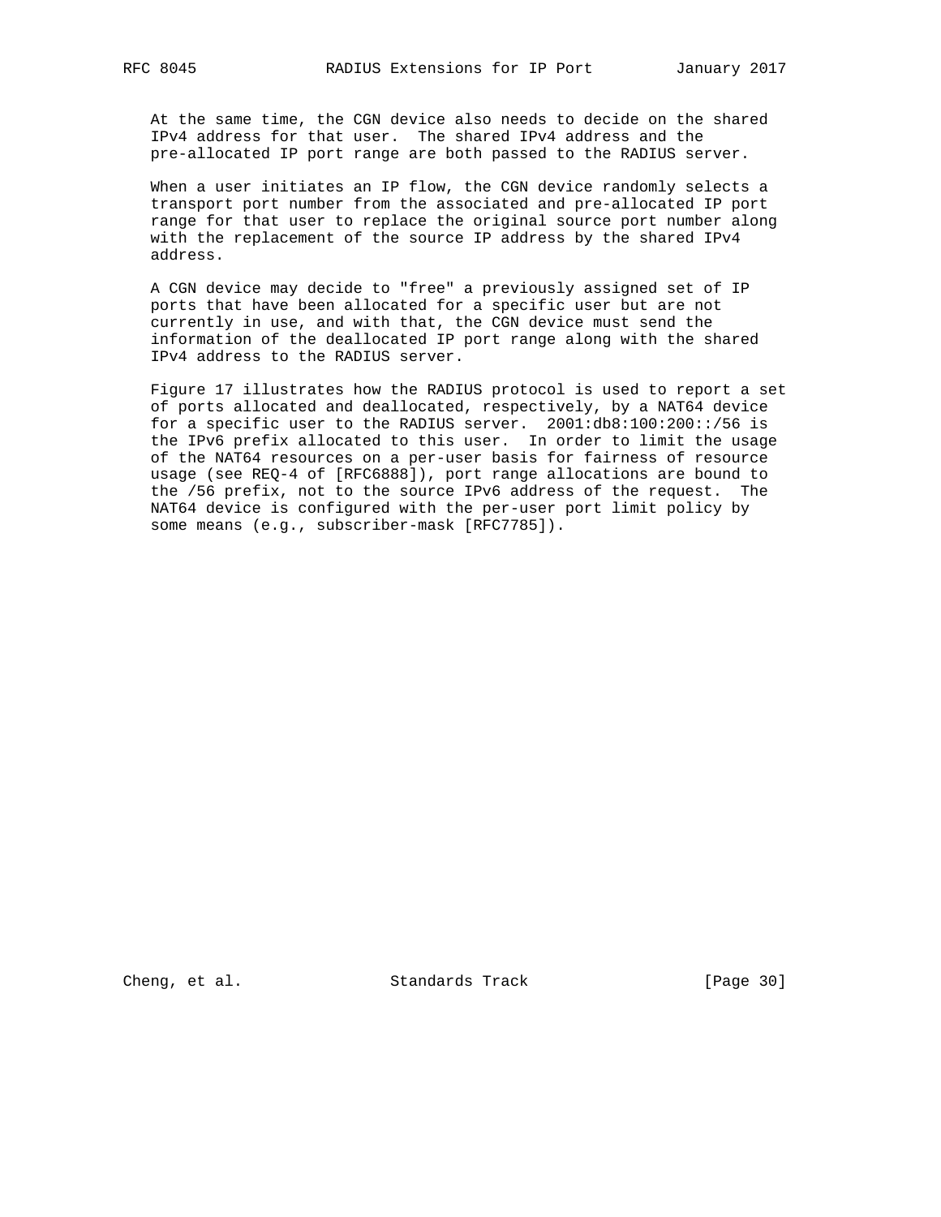At the same time, the CGN device also needs to decide on the shared IPv4 address for that user. The shared IPv4 address and the pre-allocated IP port range are both passed to the RADIUS server.

When a user initiates an IP flow, the CGN device randomly selects a transport port number from the associated and pre-allocated IP port range for that user to replace the original source port number along with the replacement of the source IP address by the shared IPv4 address.

A CGN device may decide to "free" a previously assigned set of IP ports that have been allocated for a specific user but are not currently in use, and with that, the CGN device must send the information of the deallocated IP port range along with the shared IPv4 address to the RADIUS server.

Figure 17 illustrates how the RADIUS protocol is used to report a set of ports allocated and deallocated, respectively, by a NAT64 device for a specific user to the RADIUS server. 2001:db8:100:200::/56 is the IPv6 prefix allocated to this user. In order to limit the usage of the NAT64 resources on a per-user basis for fairness of resource usage (see REQ-4 of [RFC6888]), port range allocations are bound to the /56 prefix, not to the source IPv6 address of the request. The NAT64 device is configured with the per-user port limit policy by some means (e.g., subscriber-mask [RFC7785]).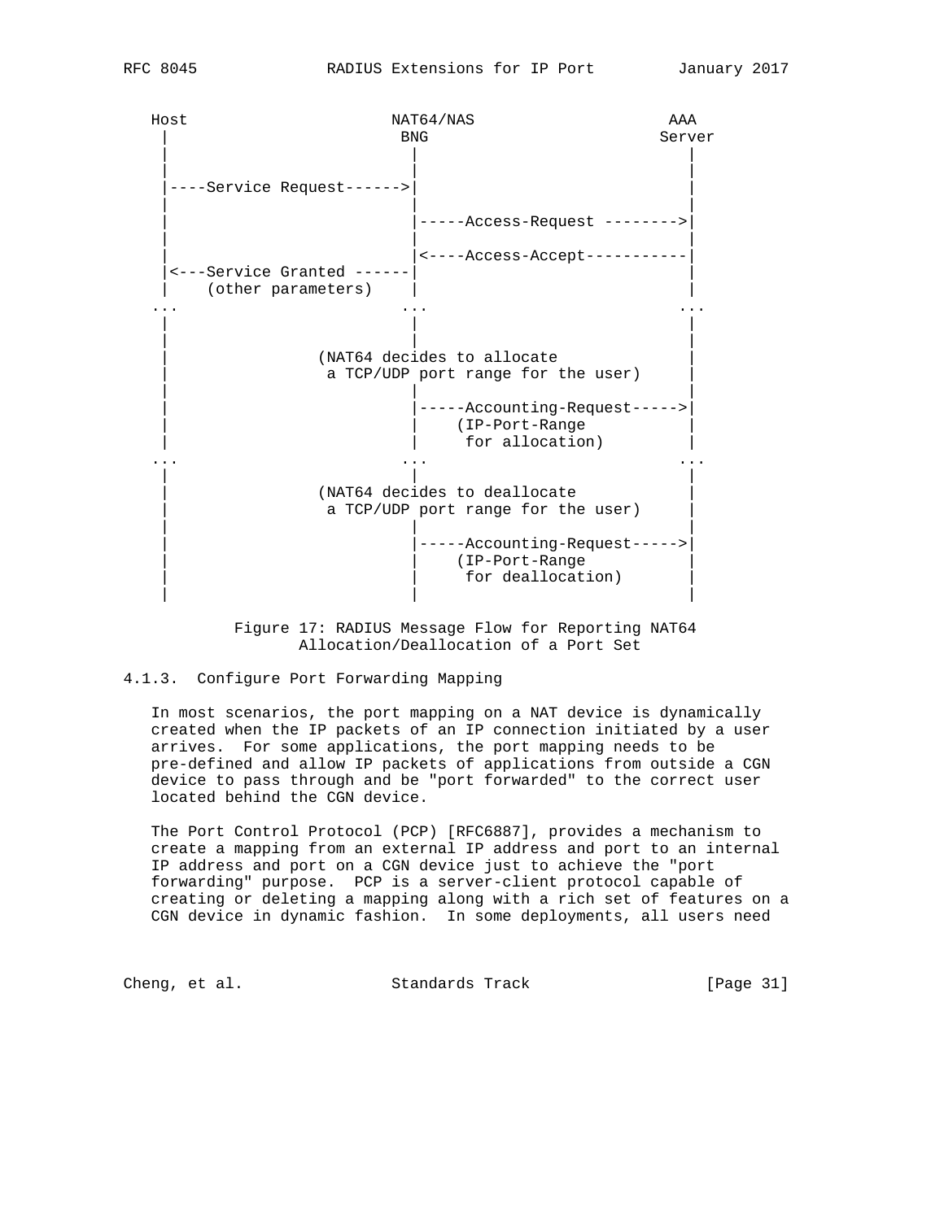```
   Host                    NAT64/NAS                  AAA
    |                         BNG                    Server
    |                          |                        |
    |                          |                        |
    |----Service Request------>|                        |
    |                          |                        |
    |                          |-----Access-Request -------->|
    |                          |                        |
    |                          |<----Access-Accept-----------|
    |<---Service Granted ------|                        |
    |    (other parameters)    |                        |
   ...                        ...                      ...
    |                          |                        |
    |                          |                        |
    |               (NAT64 decides to allocate          |
    |                a TCP/UDP port range for the user) |
    |                          |                        |
    |                          |-----Accounting-Request----->|
    |                          |    (IP-Port-Range      |
    |                          |     for allocation)    |
   ...                        ...                      ...
    |                          |                        |
    |               (NAT64 decides to deallocate        |
    |                a TCP/UDP port range for the user) |
    |                          |                        |
    |                          |-----Accounting-Request----->|
    |                          |    (IP-Port-Range      |
    |                          |     for deallocation)  |
    |                          |                        |
```

Figure 17: RADIUS Message Flow for Reporting NAT64 Allocation/Deallocation of a Port Set

#### 4.1.3. Configure Port Forwarding Mapping

In most scenarios, the port mapping on a NAT device is dynamically created when the IP packets of an IP connection initiated by a user arrives. For some applications, the port mapping needs to be pre-defined and allow IP packets of applications from outside a CGN device to pass through and be "port forwarded" to the correct user located behind the CGN device.

The Port Control Protocol (PCP) [RFC6887], provides a mechanism to create a mapping from an external IP address and port to an internal IP address and port on a CGN device just to achieve the "port forwarding" purpose. PCP is a server-client protocol capable of creating or deleting a mapping along with a rich set of features on a CGN device in dynamic fashion. In some deployments, all users need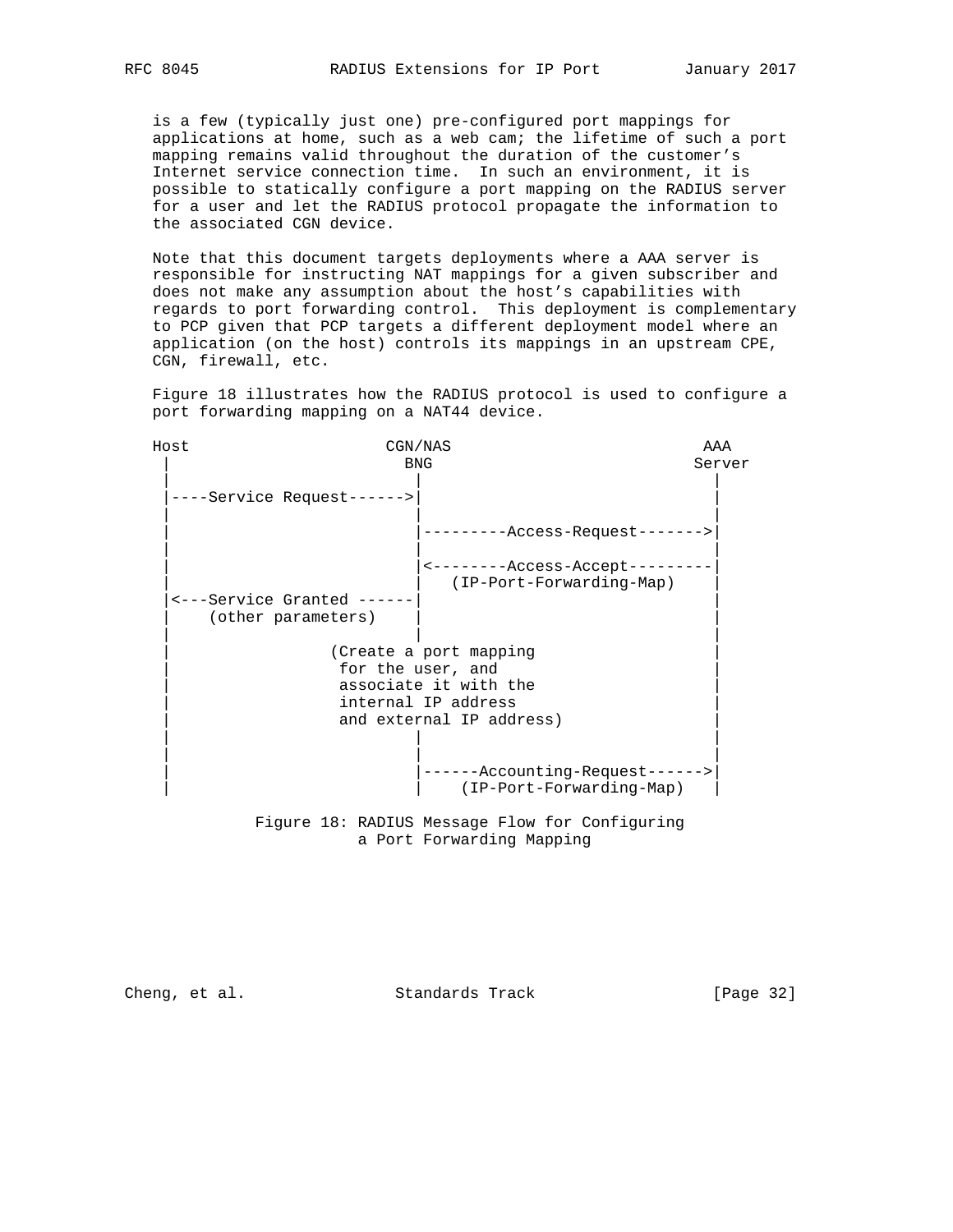is a few (typically just one) pre-configured port mappings for applications at home, such as a web cam; the lifetime of such a port mapping remains valid throughout the duration of the customer's Internet service connection time. In such an environment, it is possible to statically configure a port mapping on the RADIUS server for a user and let the RADIUS protocol propagate the information to the associated CGN device.

Note that this document targets deployments where a AAA server is responsible for instructing NAT mappings for a given subscriber and does not make any assumption about the host's capabilities with regards to port forwarding control. This deployment is complementary to PCP given that PCP targets a different deployment model where an application (on the host) controls its mappings in an upstream CPE, CGN, firewall, etc.

Figure 18 illustrates how the RADIUS protocol is used to configure a port forwarding mapping on a NAT44 device.

```
Host                   CGN/NAS                     AAA
 |                       BNG                      Server
 |                        |                         |
 |----Service Request------>|                       |
 |                        |                         |
 |                        |---------Access-Request------->|
 |                        |                         |
 |                        |<--------Access-Accept---------|
 |                        |   (IP-Port-Forwarding-Map)    |
 |<---Service Granted ------|                       |
 |    (other parameters)  |                         |
 |                        |                         |
 |               (Create a port mapping             |
 |                for the user, and                 |
 |                associate it with the             |
 |                internal IP address               |
 |                and external IP address)          |
 |                        |                         |
 |                        |                         |
 |                        |------Accounting-Request------>|
 |                        |    (IP-Port-Forwarding-Map)   |
```

Figure 18: RADIUS Message Flow for Configuring a Port Forwarding Mapping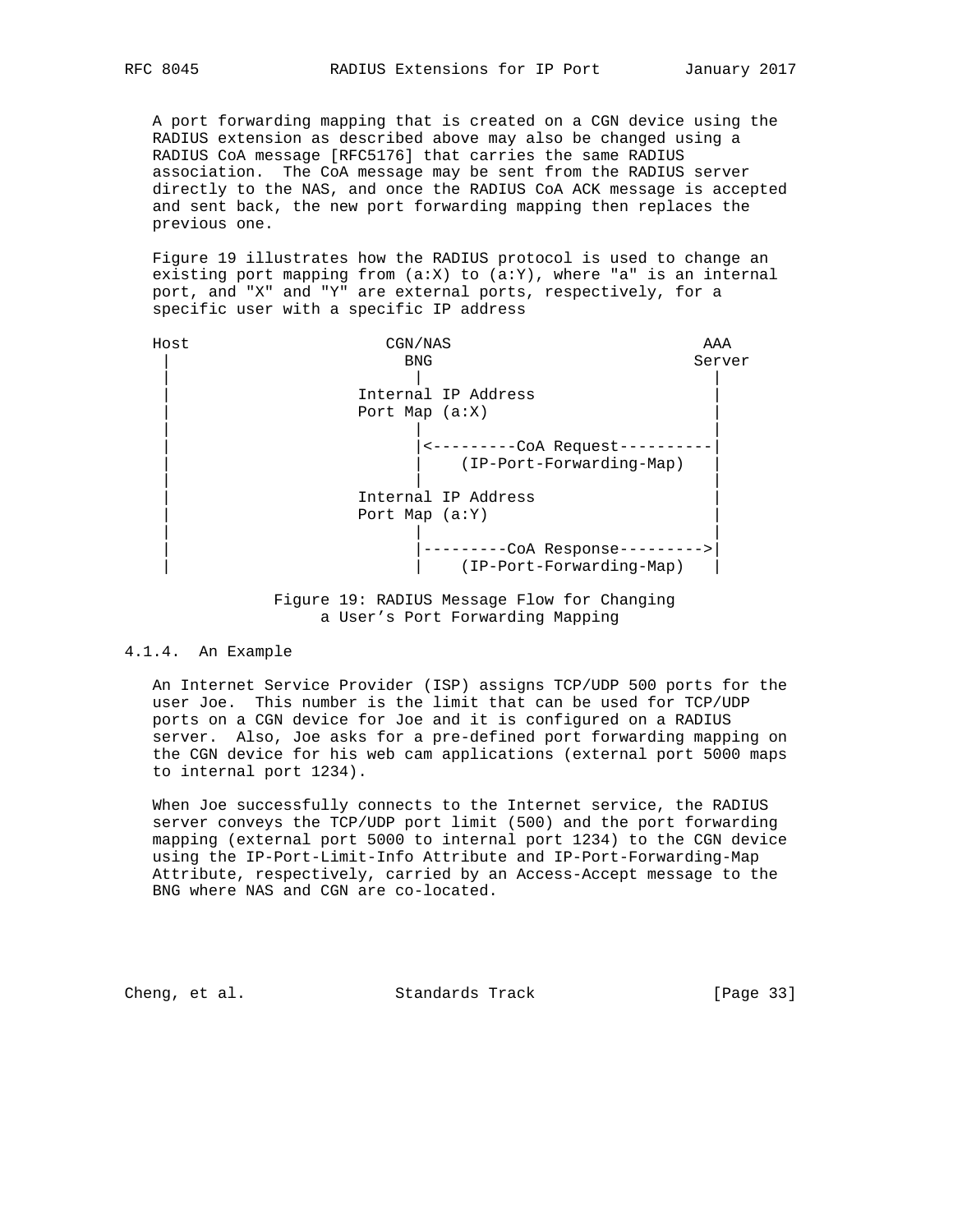A port forwarding mapping that is created on a CGN device using the RADIUS extension as described above may also be changed using a RADIUS CoA message [RFC5176] that carries the same RADIUS association. The CoA message may be sent from the RADIUS server directly to the NAS, and once the RADIUS CoA ACK message is accepted and sent back, the new port forwarding mapping then replaces the previous one.

Figure 19 illustrates how the RADIUS protocol is used to change an existing port mapping from (a:X) to (a:Y), where "a" is an internal port, and "X" and "Y" are external ports, respectively, for a specific user with a specific IP address

```
Host                 CGN/NAS                     AAA
 |                     BNG                      Server
 |                      |                          |
 |                Internal IP Address              |
 |                Port Map (a:X)                   |
 |                      |                          |
 |                      |<---------CoA Request----------|
 |                      |    (IP-Port-Forwarding-Map)  |
 |                      |                          |
 |                Internal IP Address              |
 |                Port Map (a:Y)                   |
 |                      |                          |
 |                      |---------CoA Response--------->|
 |                      |    (IP-Port-Forwarding-Map)  |
```

Figure 19: RADIUS Message Flow for Changing a User's Port Forwarding Mapping

### 4.1.4. An Example

An Internet Service Provider (ISP) assigns TCP/UDP 500 ports for the user Joe. This number is the limit that can be used for TCP/UDP ports on a CGN device for Joe and it is configured on a RADIUS server. Also, Joe asks for a pre-defined port forwarding mapping on the CGN device for his web cam applications (external port 5000 maps to internal port 1234).

When Joe successfully connects to the Internet service, the RADIUS server conveys the TCP/UDP port limit (500) and the port forwarding mapping (external port 5000 to internal port 1234) to the CGN device using the IP-Port-Limit-Info Attribute and IP-Port-Forwarding-Map Attribute, respectively, carried by an Access-Accept message to the BNG where NAS and CGN are co-located.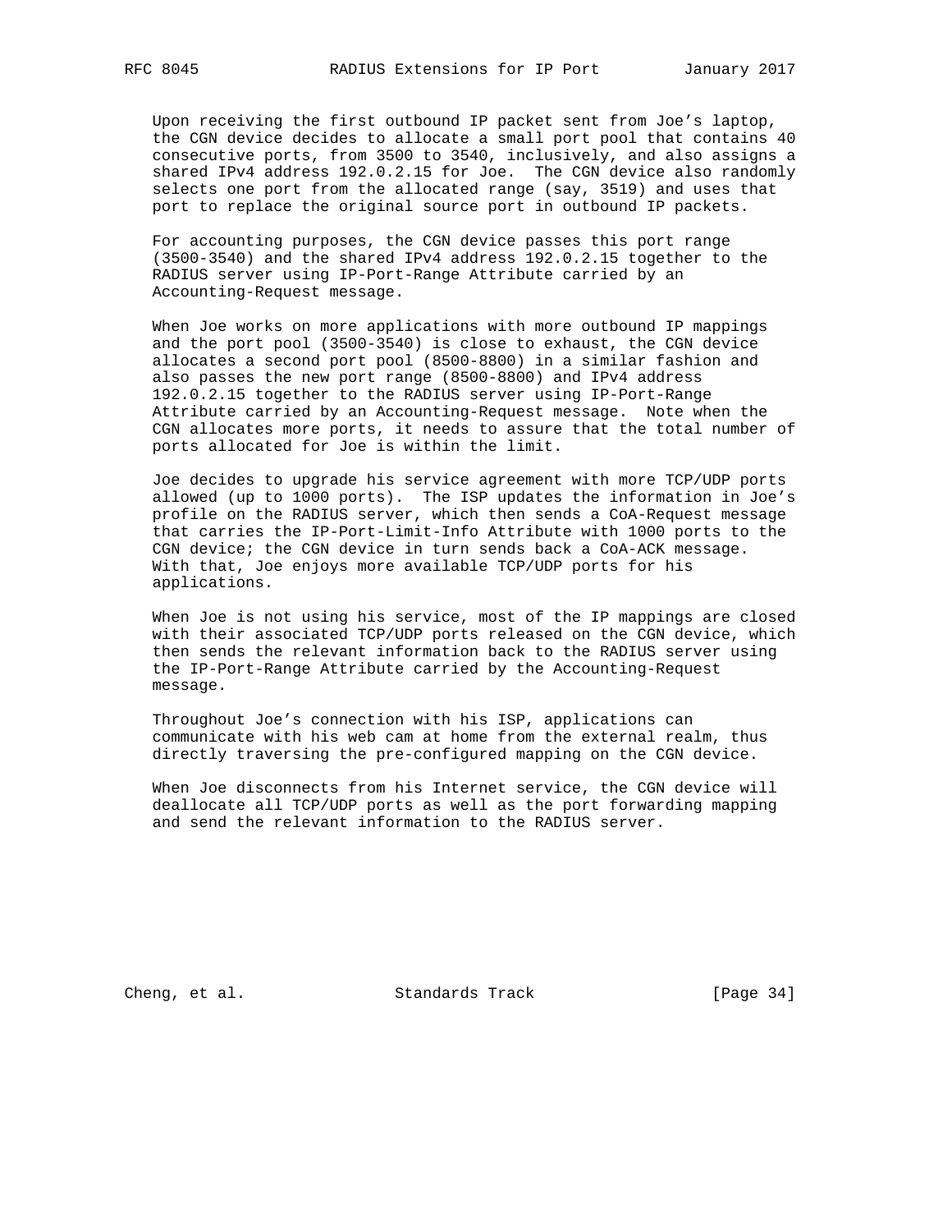Upon receiving the first outbound IP packet sent from Joe’s laptop, the CGN device decides to allocate a small port pool that contains 40 consecutive ports, from 3500 to 3540, inclusively, and also assigns a shared IPv4 address 192.0.2.15 for Joe. The CGN device also randomly selects one port from the allocated range (say, 3519) and uses that port to replace the original source port in outbound IP packets.

For accounting purposes, the CGN device passes this port range (3500-3540) and the shared IPv4 address 192.0.2.15 together to the RADIUS server using IP-Port-Range Attribute carried by an Accounting-Request message.

When Joe works on more applications with more outbound IP mappings and the port pool (3500-3540) is close to exhaust, the CGN device allocates a second port pool (8500-8800) in a similar fashion and also passes the new port range (8500-8800) and IPv4 address 192.0.2.15 together to the RADIUS server using IP-Port-Range Attribute carried by an Accounting-Request message. Note when the CGN allocates more ports, it needs to assure that the total number of ports allocated for Joe is within the limit.

Joe decides to upgrade his service agreement with more TCP/UDP ports allowed (up to 1000 ports). The ISP updates the information in Joe’s profile on the RADIUS server, which then sends a CoA-Request message that carries the IP-Port-Limit-Info Attribute with 1000 ports to the CGN device; the CGN device in turn sends back a CoA-ACK message. With that, Joe enjoys more available TCP/UDP ports for his applications.

When Joe is not using his service, most of the IP mappings are closed with their associated TCP/UDP ports released on the CGN device, which then sends the relevant information back to the RADIUS server using the IP-Port-Range Attribute carried by the Accounting-Request message.

Throughout Joe’s connection with his ISP, applications can communicate with his web cam at home from the external realm, thus directly traversing the pre-configured mapping on the CGN device.

When Joe disconnects from his Internet service, the CGN device will deallocate all TCP/UDP ports as well as the port forwarding mapping and send the relevant information to the RADIUS server.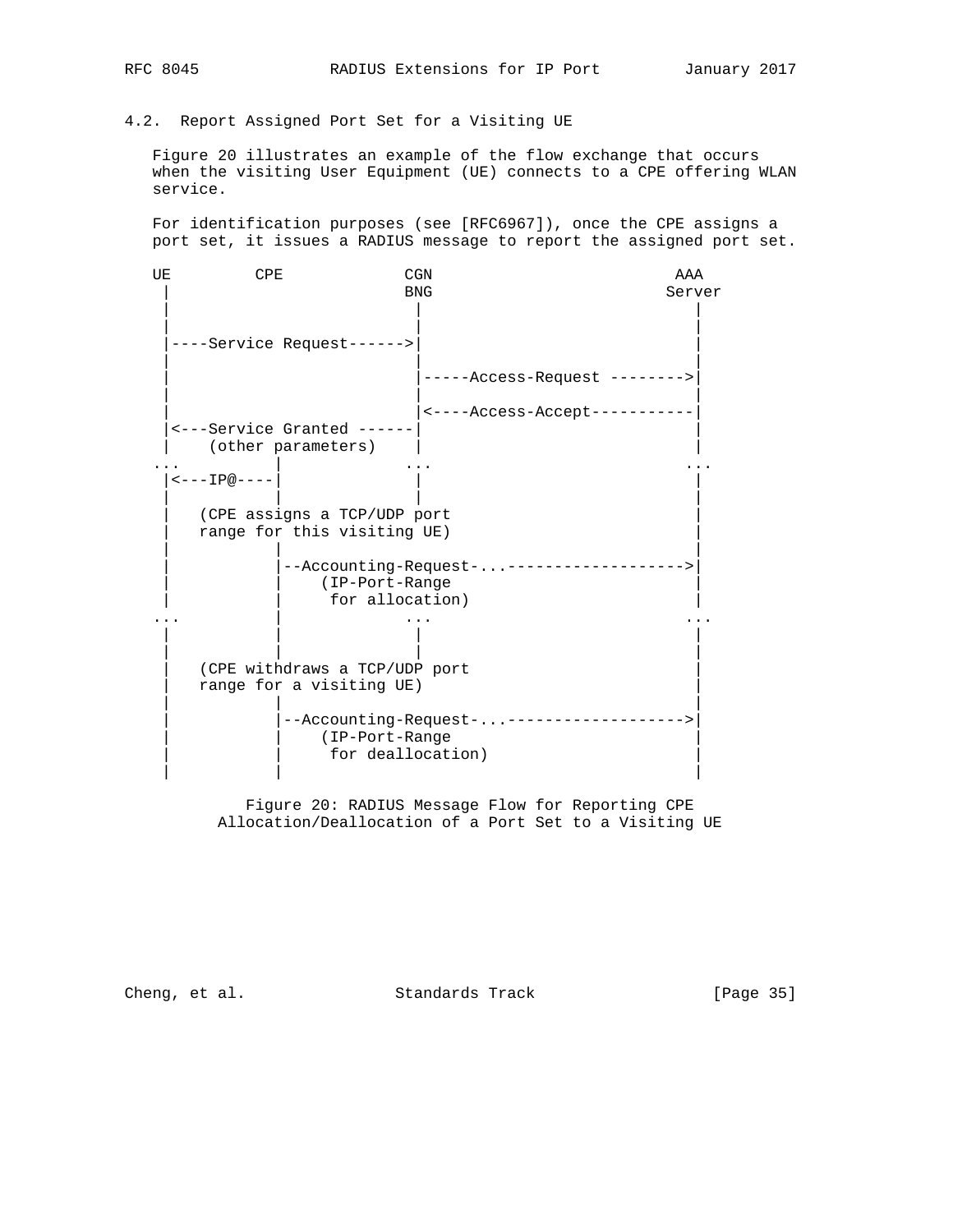### 4.2. Report Assigned Port Set for a Visiting UE

Figure 20 illustrates an example of the flow exchange that occurs when the visiting User Equipment (UE) connects to a CPE offering WLAN service.

For identification purposes (see [RFC6967]), once the CPE assigns a port set, it issues a RADIUS message to report the assigned port set.

```
UE         CPE             CGN                          AAA
 |                         BNG                         Server
 |                          |                             |
 |                          |                             |
 |----Service Request------>|                             |
 |                          |                             |
 |                          |-----Access-Request -------->|
 |                          |                             |
 |                          |<----Access-Accept-----------|
 |<---Service Granted ------|                             |
 |    (other parameters)    |                             |
...          |             ...                           ...
 |<---IP@----|              |                             |
 |           |              |                             |
 |   (CPE assigns a TCP/UDP port                          |
 |   range for this visiting UE)                          |
 |           |                                            |
 |           |--Accounting-Request-...------------------->|
 |           |    (IP-Port-Range                          |
 |           |     for allocation)                        |
...          |             ...                           ...
 |           |              |                             |
 |           |              |                             |
 |   (CPE withdraws a TCP/UDP port                        |
 |   range for a visiting UE)                             |
 |           |                                            |
 |           |--Accounting-Request-...------------------->|
 |           |    (IP-Port-Range                          |
 |           |     for deallocation)                      |
 |           |                                            |
```

Figure 20: RADIUS Message Flow for Reporting CPE Allocation/Deallocation of a Port Set to a Visiting UE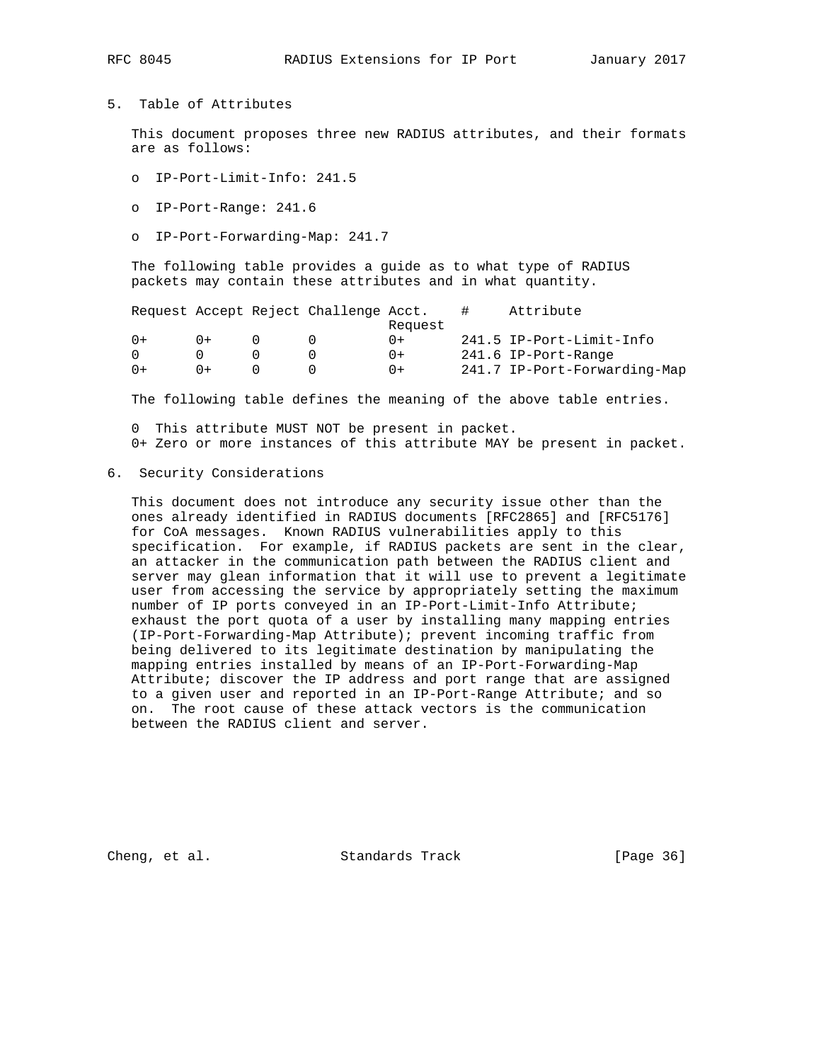## 5. Table of Attributes

This document proposes three new RADIUS attributes, and their formats are as follows:

- IP-Port-Limit-Info: 241.5
- IP-Port-Range: 241.6
- IP-Port-Forwarding-Map: 241.7

The following table provides a guide as to what type of RADIUS packets may contain these attributes and in what quantity.

| Request | Accept | Reject | Challenge | Acct. Request | # | Attribute |
|---|---|---|---|---|---|---|
| 0+ | 0+ | 0 | 0 | 0+ | 241.5 | IP-Port-Limit-Info |
| 0 | 0 | 0 | 0 | 0+ | 241.6 | IP-Port-Range |
| 0+ | 0+ | 0 | 0 | 0+ | 241.7 | IP-Port-Forwarding-Map |

The following table defines the meaning of the above table entries.

0 This attribute MUST NOT be present in packet.
0+ Zero or more instances of this attribute MAY be present in packet.

## 6. Security Considerations

This document does not introduce any security issue other than the ones already identified in RADIUS documents [RFC2865] and [RFC5176] for CoA messages. Known RADIUS vulnerabilities apply to this specification. For example, if RADIUS packets are sent in the clear, an attacker in the communication path between the RADIUS client and server may glean information that it will use to prevent a legitimate user from accessing the service by appropriately setting the maximum number of IP ports conveyed in an IP-Port-Limit-Info Attribute; exhaust the port quota of a user by installing many mapping entries (IP-Port-Forwarding-Map Attribute); prevent incoming traffic from being delivered to its legitimate destination by manipulating the mapping entries installed by means of an IP-Port-Forwarding-Map Attribute; discover the IP address and port range that are assigned to a given user and reported in an IP-Port-Range Attribute; and so on. The root cause of these attack vectors is the communication between the RADIUS client and server.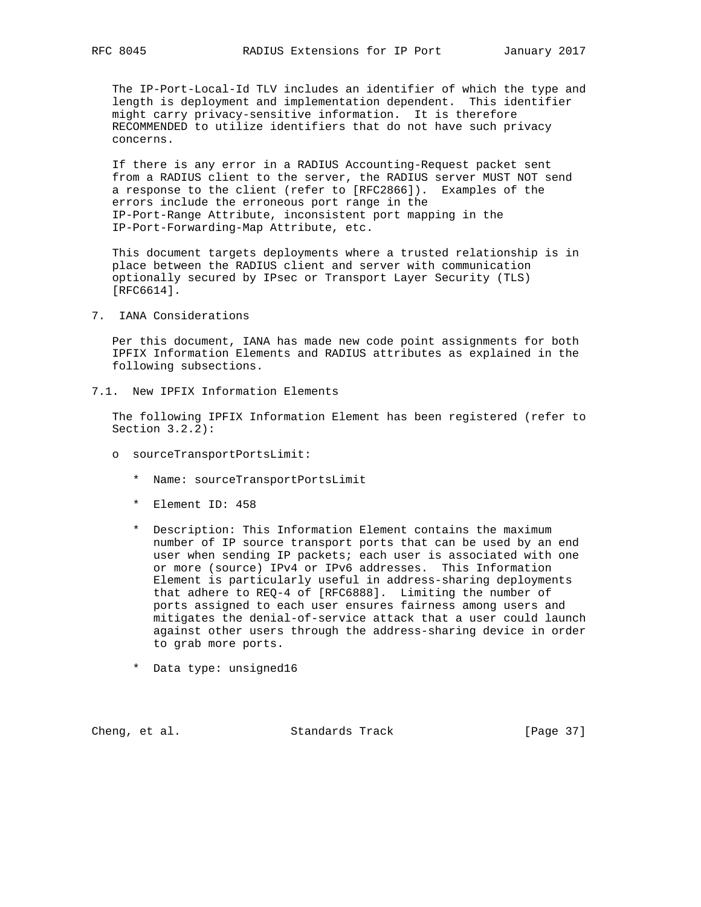The IP-Port-Local-Id TLV includes an identifier of which the type and length is deployment and implementation dependent. This identifier might carry privacy-sensitive information. It is therefore RECOMMENDED to utilize identifiers that do not have such privacy concerns.

If there is any error in a RADIUS Accounting-Request packet sent from a RADIUS client to the server, the RADIUS server MUST NOT send a response to the client (refer to [RFC2866]). Examples of the errors include the erroneous port range in the IP-Port-Range Attribute, inconsistent port mapping in the IP-Port-Forwarding-Map Attribute, etc.

This document targets deployments where a trusted relationship is in place between the RADIUS client and server with communication optionally secured by IPsec or Transport Layer Security (TLS) [RFC6614].

# 7. IANA Considerations

Per this document, IANA has made new code point assignments for both IPFIX Information Elements and RADIUS attributes as explained in the following subsections.

## 7.1. New IPFIX Information Elements

The following IPFIX Information Element has been registered (refer to Section 3.2.2):

- sourceTransportPortsLimit:
  - Name: sourceTransportPortsLimit
  - Element ID: 458
  - Description: This Information Element contains the maximum number of IP source transport ports that can be used by an end user when sending IP packets; each user is associated with one or more (source) IPv4 or IPv6 addresses. This Information Element is particularly useful in address-sharing deployments that adhere to REQ-4 of [RFC6888]. Limiting the number of ports assigned to each user ensures fairness among users and mitigates the denial-of-service attack that a user could launch against other users through the address-sharing device in order to grab more ports.
  - Data type: unsigned16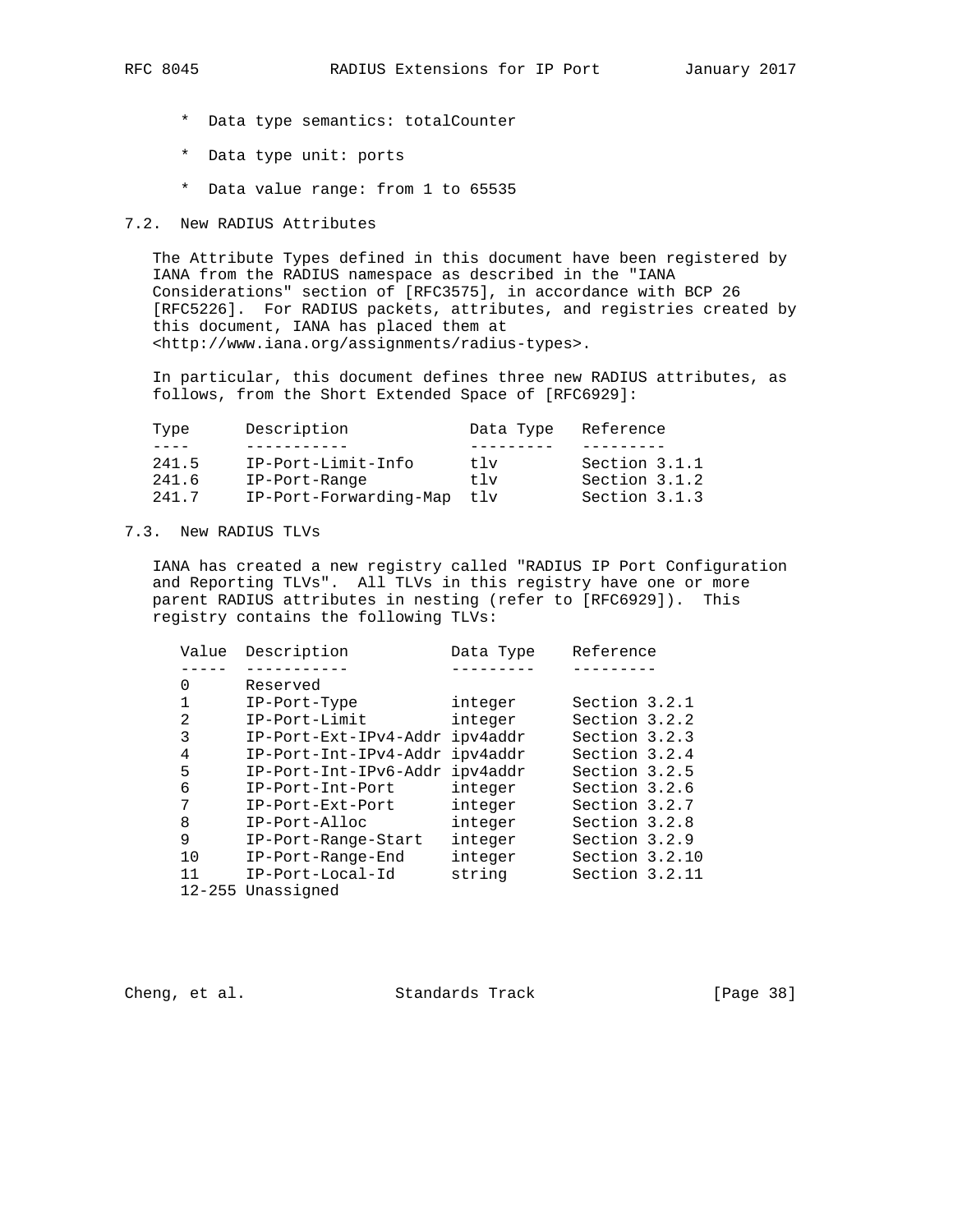* Data type semantics: totalCounter

* Data type unit: ports

* Data value range: from 1 to 65535

## 7.2. New RADIUS Attributes

The Attribute Types defined in this document have been registered by IANA from the RADIUS namespace as described in the "IANA Considerations" section of [RFC3575], in accordance with BCP 26 [RFC5226]. For RADIUS packets, attributes, and registries created by this document, IANA has placed them at <http://www.iana.org/assignments/radius-types>.

In particular, this document defines three new RADIUS attributes, as follows, from the Short Extended Space of [RFC6929]:

| Type | Description | Data Type | Reference |
|---|---|---|---|
| 241.5 | IP-Port-Limit-Info | tlv | Section 3.1.1 |
| 241.6 | IP-Port-Range | tlv | Section 3.1.2 |
| 241.7 | IP-Port-Forwarding-Map | tlv | Section 3.1.3 |

## 7.3. New RADIUS TLVs

IANA has created a new registry called "RADIUS IP Port Configuration and Reporting TLVs". All TLVs in this registry have one or more parent RADIUS attributes in nesting (refer to [RFC6929]). This registry contains the following TLVs:

| Value | Description | Data Type | Reference |
|---|---|---|---|
| 0 | Reserved | | |
| 1 | IP-Port-Type | integer | Section 3.2.1 |
| 2 | IP-Port-Limit | integer | Section 3.2.2 |
| 3 | IP-Port-Ext-IPv4-Addr | ipv4addr | Section 3.2.3 |
| 4 | IP-Port-Int-IPv4-Addr | ipv4addr | Section 3.2.4 |
| 5 | IP-Port-Int-IPv6-Addr | ipv4addr | Section 3.2.5 |
| 6 | IP-Port-Int-Port | integer | Section 3.2.6 |
| 7 | IP-Port-Ext-Port | integer | Section 3.2.7 |
| 8 | IP-Port-Alloc | integer | Section 3.2.8 |
| 9 | IP-Port-Range-Start | integer | Section 3.2.9 |
| 10 | IP-Port-Range-End | integer | Section 3.2.10 |
| 11 | IP-Port-Local-Id | string | Section 3.2.11 |
| 12-255 | Unassigned | | |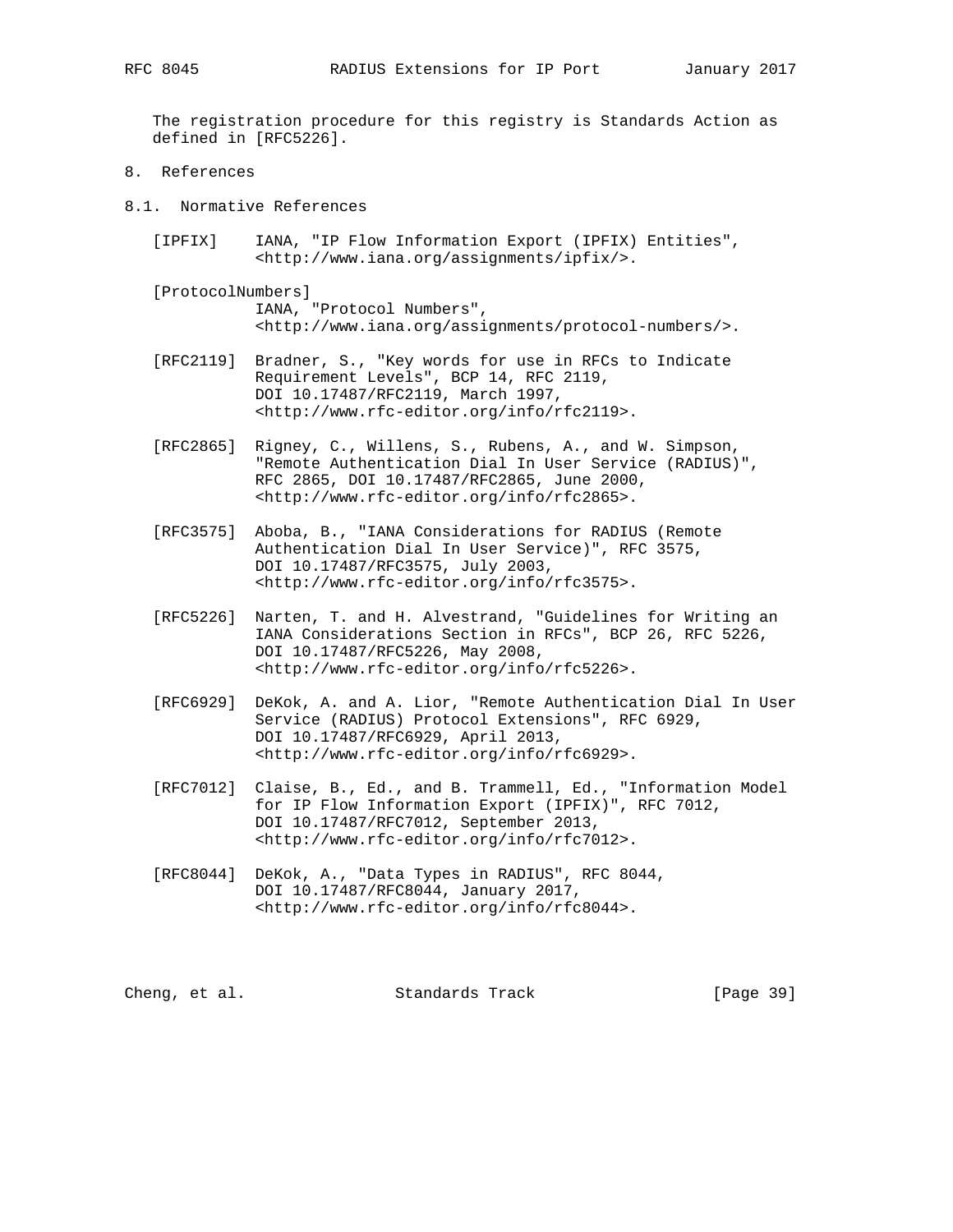The registration procedure for this registry is Standards Action as defined in [RFC5226].

# 8. References

## 8.1. Normative References

[IPFIX] IANA, "IP Flow Information Export (IPFIX) Entities", <http://www.iana.org/assignments/ipfix/>.

[ProtocolNumbers] IANA, "Protocol Numbers", <http://www.iana.org/assignments/protocol-numbers/>.

[RFC2119] Bradner, S., "Key words for use in RFCs to Indicate Requirement Levels", BCP 14, RFC 2119, DOI 10.17487/RFC2119, March 1997, <http://www.rfc-editor.org/info/rfc2119>.

[RFC2865] Rigney, C., Willens, S., Rubens, A., and W. Simpson, "Remote Authentication Dial In User Service (RADIUS)", RFC 2865, DOI 10.17487/RFC2865, June 2000, <http://www.rfc-editor.org/info/rfc2865>.

[RFC3575] Aboba, B., "IANA Considerations for RADIUS (Remote Authentication Dial In User Service)", RFC 3575, DOI 10.17487/RFC3575, July 2003, <http://www.rfc-editor.org/info/rfc3575>.

[RFC5226] Narten, T. and H. Alvestrand, "Guidelines for Writing an IANA Considerations Section in RFCs", BCP 26, RFC 5226, DOI 10.17487/RFC5226, May 2008, <http://www.rfc-editor.org/info/rfc5226>.

[RFC6929] DeKok, A. and A. Lior, "Remote Authentication Dial In User Service (RADIUS) Protocol Extensions", RFC 6929, DOI 10.17487/RFC6929, April 2013, <http://www.rfc-editor.org/info/rfc6929>.

[RFC7012] Claise, B., Ed., and B. Trammell, Ed., "Information Model for IP Flow Information Export (IPFIX)", RFC 7012, DOI 10.17487/RFC7012, September 2013, <http://www.rfc-editor.org/info/rfc7012>.

[RFC8044] DeKok, A., "Data Types in RADIUS", RFC 8044, DOI 10.17487/RFC8044, January 2017, <http://www.rfc-editor.org/info/rfc8044>.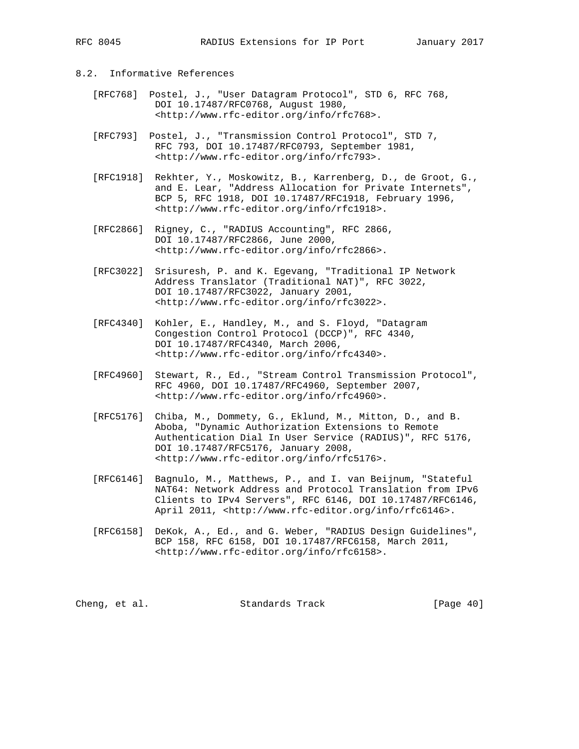### 8.2. Informative References

[RFC768] Postel, J., "User Datagram Protocol", STD 6, RFC 768, DOI 10.17487/RFC0768, August 1980, <http://www.rfc-editor.org/info/rfc768>.

[RFC793] Postel, J., "Transmission Control Protocol", STD 7, RFC 793, DOI 10.17487/RFC0793, September 1981, <http://www.rfc-editor.org/info/rfc793>.

[RFC1918] Rekhter, Y., Moskowitz, B., Karrenberg, D., de Groot, G., and E. Lear, "Address Allocation for Private Internets", BCP 5, RFC 1918, DOI 10.17487/RFC1918, February 1996, <http://www.rfc-editor.org/info/rfc1918>.

[RFC2866] Rigney, C., "RADIUS Accounting", RFC 2866, DOI 10.17487/RFC2866, June 2000, <http://www.rfc-editor.org/info/rfc2866>.

[RFC3022] Srisuresh, P. and K. Egevang, "Traditional IP Network Address Translator (Traditional NAT)", RFC 3022, DOI 10.17487/RFC3022, January 2001, <http://www.rfc-editor.org/info/rfc3022>.

[RFC4340] Kohler, E., Handley, M., and S. Floyd, "Datagram Congestion Control Protocol (DCCP)", RFC 4340, DOI 10.17487/RFC4340, March 2006, <http://www.rfc-editor.org/info/rfc4340>.

[RFC4960] Stewart, R., Ed., "Stream Control Transmission Protocol", RFC 4960, DOI 10.17487/RFC4960, September 2007, <http://www.rfc-editor.org/info/rfc4960>.

[RFC5176] Chiba, M., Dommety, G., Eklund, M., Mitton, D., and B. Aboba, "Dynamic Authorization Extensions to Remote Authentication Dial In User Service (RADIUS)", RFC 5176, DOI 10.17487/RFC5176, January 2008, <http://www.rfc-editor.org/info/rfc5176>.

[RFC6146] Bagnulo, M., Matthews, P., and I. van Beijnum, "Stateful NAT64: Network Address and Protocol Translation from IPv6 Clients to IPv4 Servers", RFC 6146, DOI 10.17487/RFC6146, April 2011, <http://www.rfc-editor.org/info/rfc6146>.

[RFC6158] DeKok, A., Ed., and G. Weber, "RADIUS Design Guidelines", BCP 158, RFC 6158, DOI 10.17487/RFC6158, March 2011, <http://www.rfc-editor.org/info/rfc6158>.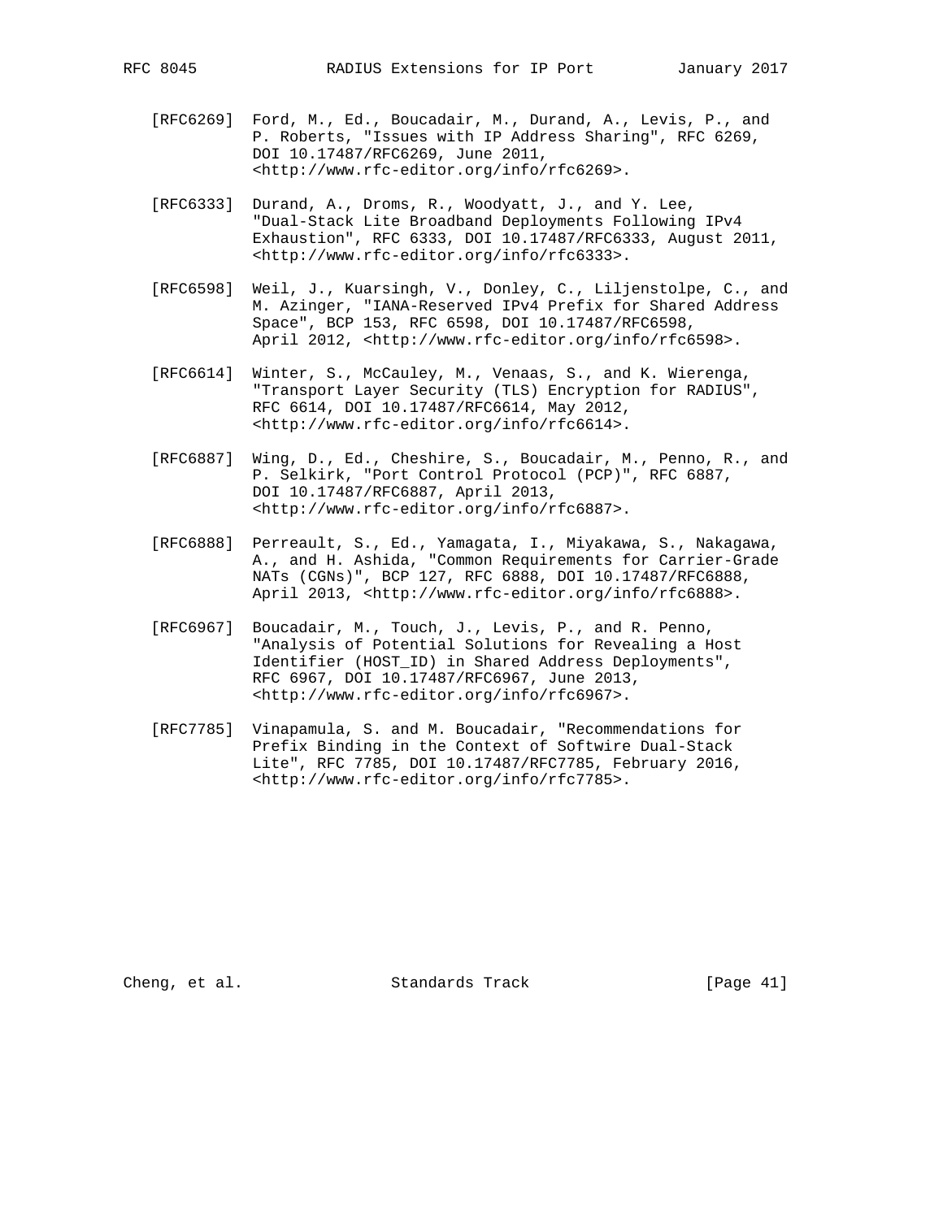[RFC6269] Ford, M., Ed., Boucadair, M., Durand, A., Levis, P., and P. Roberts, "Issues with IP Address Sharing", RFC 6269, DOI 10.17487/RFC6269, June 2011, <http://www.rfc-editor.org/info/rfc6269>.

[RFC6333] Durand, A., Droms, R., Woodyatt, J., and Y. Lee, "Dual-Stack Lite Broadband Deployments Following IPv4 Exhaustion", RFC 6333, DOI 10.17487/RFC6333, August 2011, <http://www.rfc-editor.org/info/rfc6333>.

[RFC6598] Weil, J., Kuarsingh, V., Donley, C., Liljenstolpe, C., and M. Azinger, "IANA-Reserved IPv4 Prefix for Shared Address Space", BCP 153, RFC 6598, DOI 10.17487/RFC6598, April 2012, <http://www.rfc-editor.org/info/rfc6598>.

[RFC6614] Winter, S., McCauley, M., Venaas, S., and K. Wierenga, "Transport Layer Security (TLS) Encryption for RADIUS", RFC 6614, DOI 10.17487/RFC6614, May 2012, <http://www.rfc-editor.org/info/rfc6614>.

[RFC6887] Wing, D., Ed., Cheshire, S., Boucadair, M., Penno, R., and P. Selkirk, "Port Control Protocol (PCP)", RFC 6887, DOI 10.17487/RFC6887, April 2013, <http://www.rfc-editor.org/info/rfc6887>.

[RFC6888] Perreault, S., Ed., Yamagata, I., Miyakawa, S., Nakagawa, A., and H. Ashida, "Common Requirements for Carrier-Grade NATs (CGNs)", BCP 127, RFC 6888, DOI 10.17487/RFC6888, April 2013, <http://www.rfc-editor.org/info/rfc6888>.

[RFC6967] Boucadair, M., Touch, J., Levis, P., and R. Penno, "Analysis of Potential Solutions for Revealing a Host Identifier (HOST_ID) in Shared Address Deployments", RFC 6967, DOI 10.17487/RFC6967, June 2013, <http://www.rfc-editor.org/info/rfc6967>.

[RFC7785] Vinapamula, S. and M. Boucadair, "Recommendations for Prefix Binding in the Context of Softwire Dual-Stack Lite", RFC 7785, DOI 10.17487/RFC7785, February 2016, <http://www.rfc-editor.org/info/rfc7785>.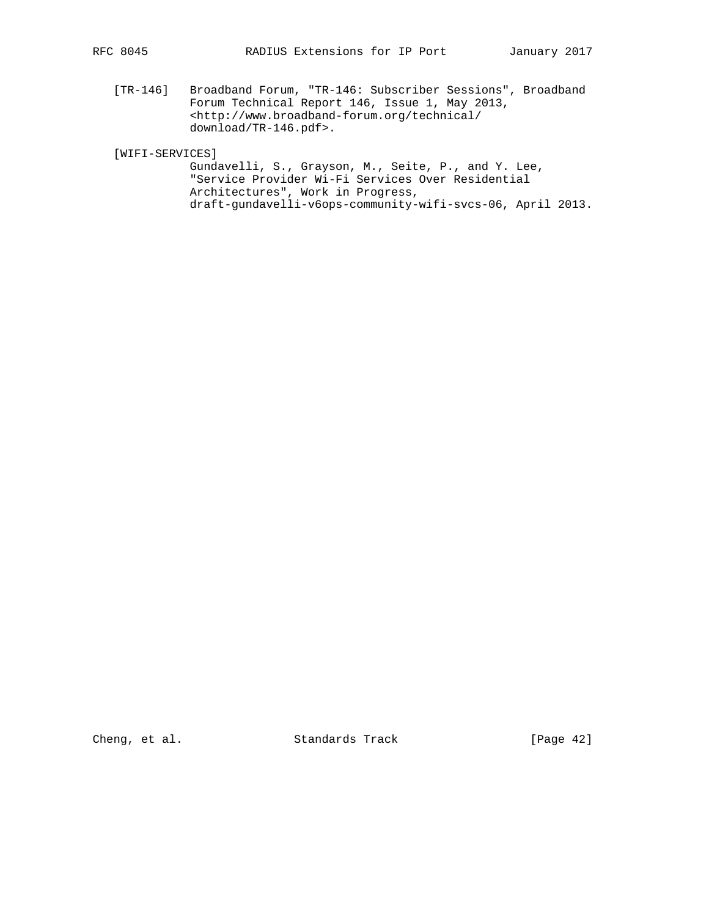[TR-146] Broadband Forum, "TR-146: Subscriber Sessions", Broadband Forum Technical Report 146, Issue 1, May 2013, <http://www.broadband-forum.org/technical/download/TR-146.pdf>.

[WIFI-SERVICES] Gundavelli, S., Grayson, M., Seite, P., and Y. Lee, "Service Provider Wi-Fi Services Over Residential Architectures", Work in Progress, draft-gundavelli-v6ops-community-wifi-svcs-06, April 2013.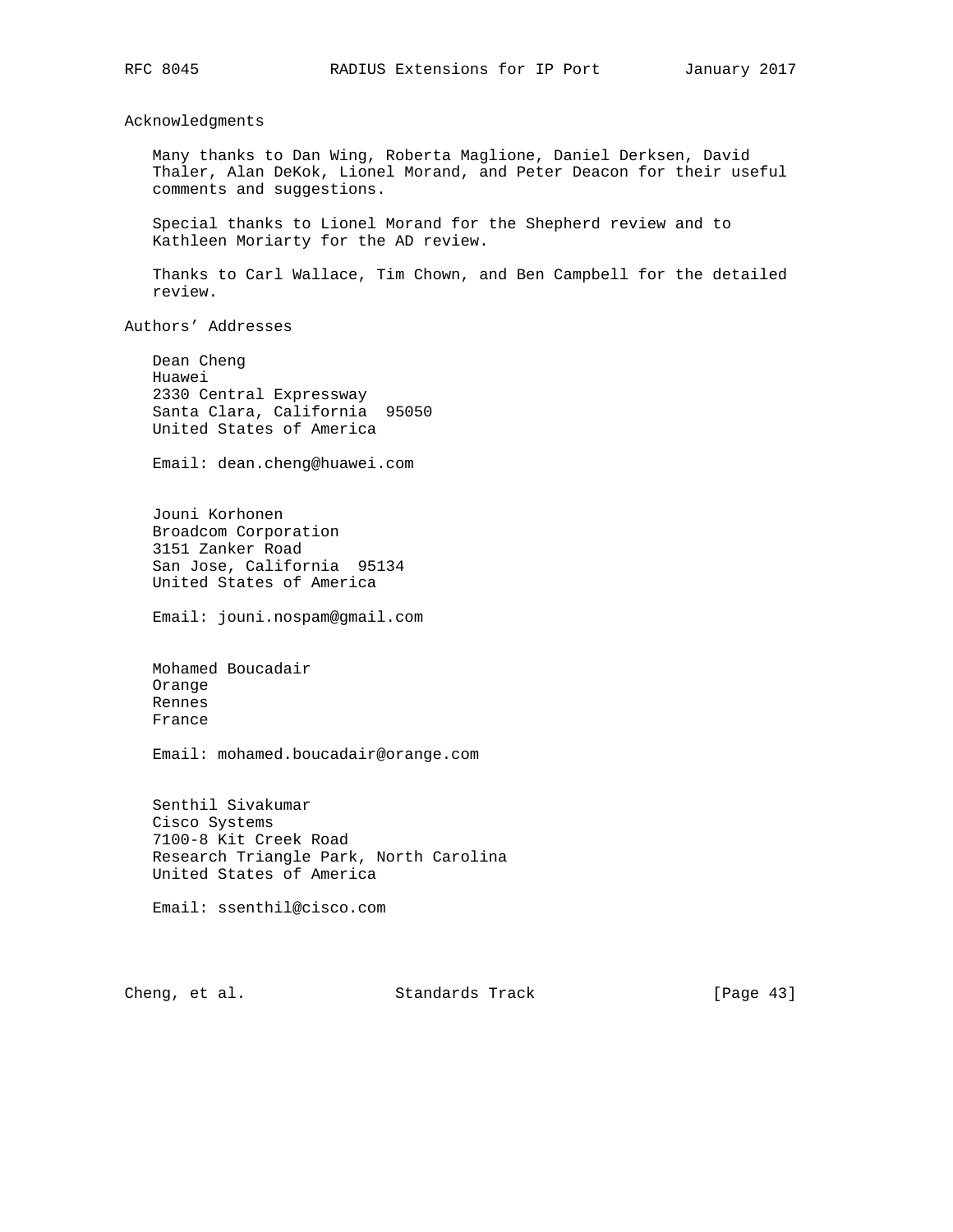## Acknowledgments

Many thanks to Dan Wing, Roberta Maglione, Daniel Derksen, David Thaler, Alan DeKok, Lionel Morand, and Peter Deacon for their useful comments and suggestions.

Special thanks to Lionel Morand for the Shepherd review and to Kathleen Moriarty for the AD review.

Thanks to Carl Wallace, Tim Chown, and Ben Campbell for the detailed review.

## Authors' Addresses

Dean Cheng
Huawei
2330 Central Expressway
Santa Clara, California  95050
United States of America

Email: dean.cheng@huawei.com

Jouni Korhonen
Broadcom Corporation
3151 Zanker Road
San Jose, California  95134
United States of America

Email: jouni.nospam@gmail.com

Mohamed Boucadair
Orange
Rennes
France

Email: mohamed.boucadair@orange.com

Senthil Sivakumar
Cisco Systems
7100-8 Kit Creek Road
Research Triangle Park, North Carolina
United States of America

Email: ssenthil@cisco.com